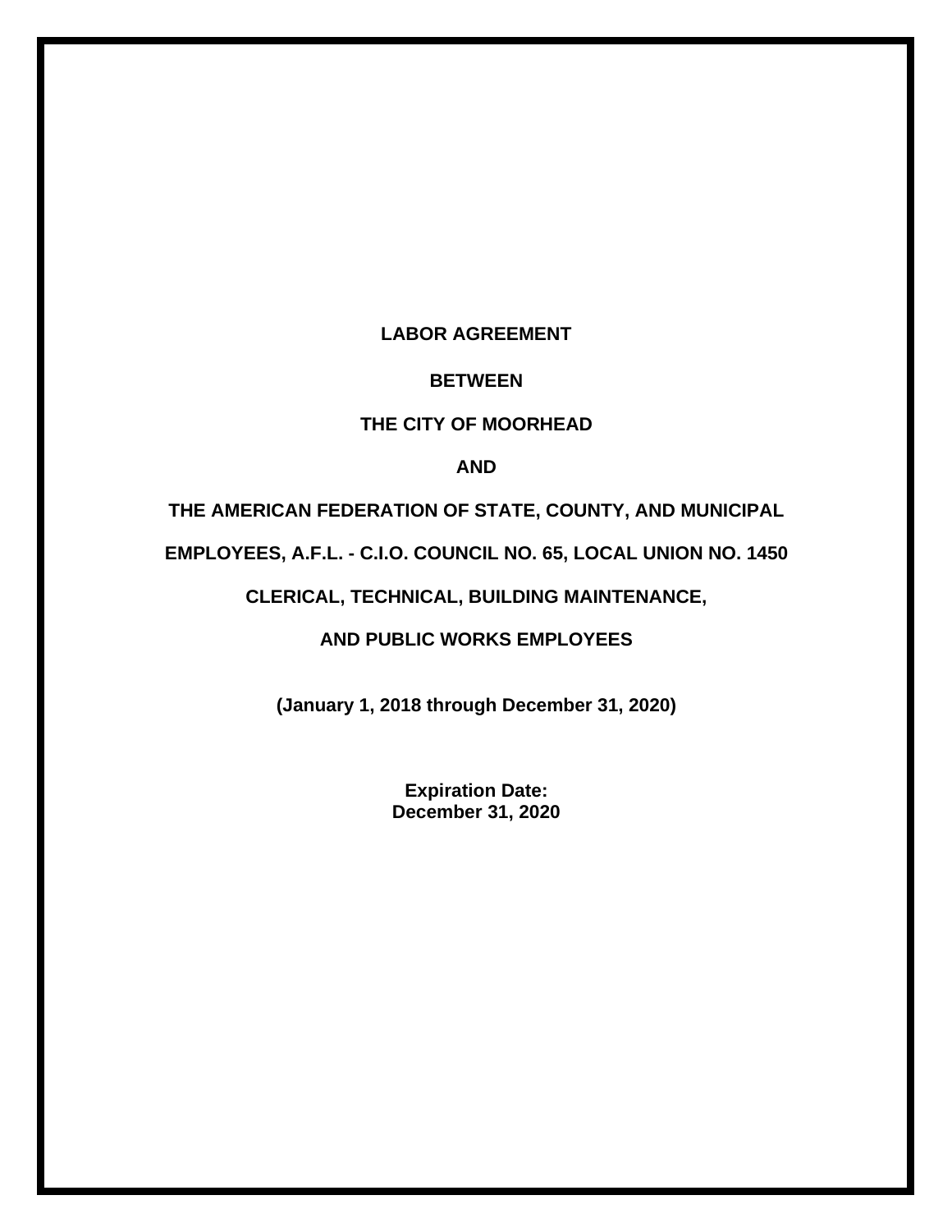**LABOR AGREEMENT**

**BETWEEN**

**THE CITY OF MOORHEAD**

**AND**

**THE AMERICAN FEDERATION OF STATE, COUNTY, AND MUNICIPAL EMPLOYEES, A.F.L. - C.I.O. COUNCIL NO. 65, LOCAL UNION NO. 1450**

**CLERICAL, TECHNICAL, BUILDING MAINTENANCE, AND PUBLIC WORKS EMPLOYEES**

**(January 1, 2018 through December 31, 2020)**

**Expiration Date:**
**December 31, 2020**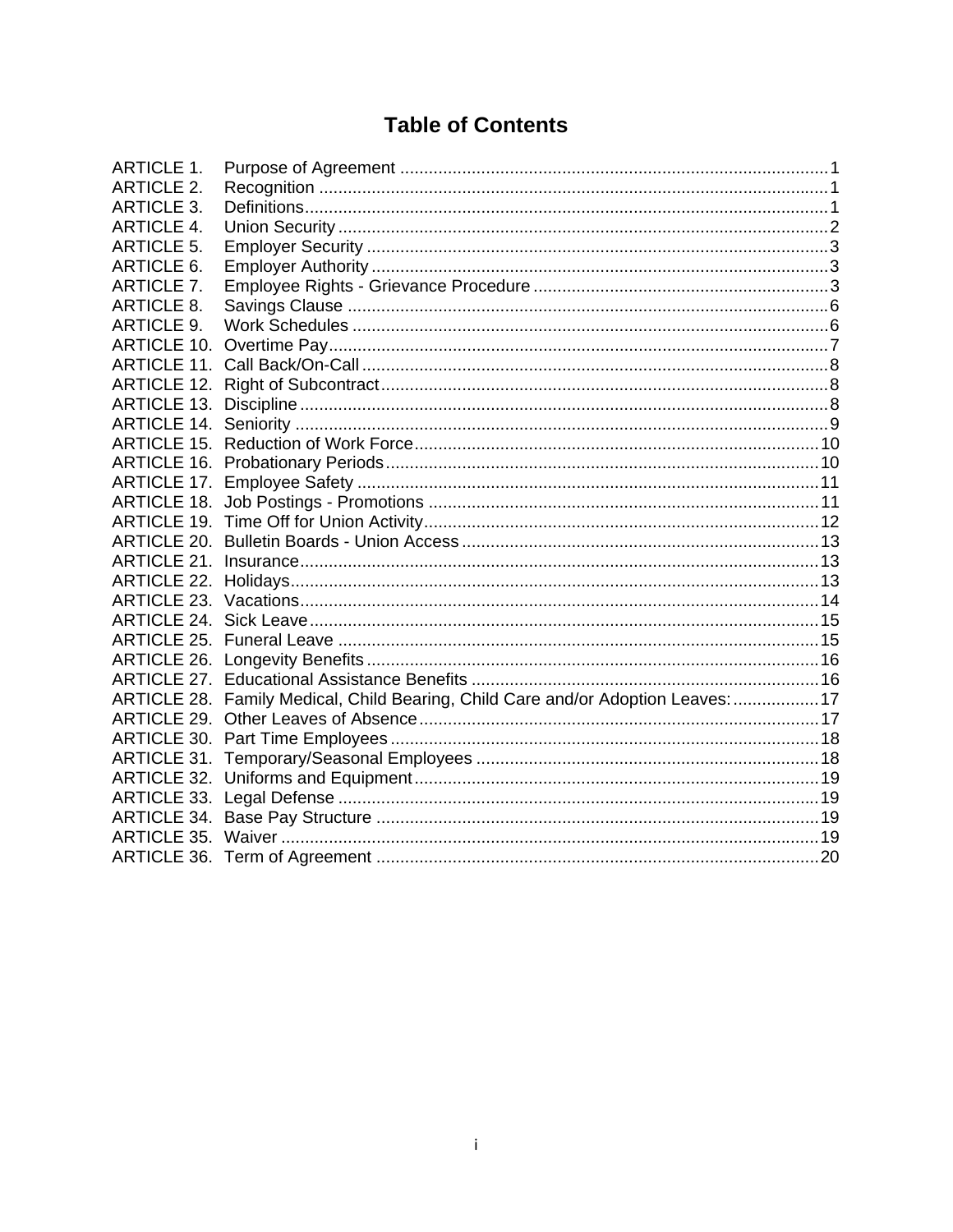# Table of Contents

| | | |
|---|---|---|
| ARTICLE 1. | Purpose of Agreement | 1 |
| ARTICLE 2. | Recognition | 1 |
| ARTICLE 3. | Definitions | 1 |
| ARTICLE 4. | Union Security | 2 |
| ARTICLE 5. | Employer Security | 3 |
| ARTICLE 6. | Employer Authority | 3 |
| ARTICLE 7. | Employee Rights - Grievance Procedure | 3 |
| ARTICLE 8. | Savings Clause | 6 |
| ARTICLE 9. | Work Schedules | 6 |
| ARTICLE 10. | Overtime Pay | 7 |
| ARTICLE 11. | Call Back/On-Call | 8 |
| ARTICLE 12. | Right of Subcontract | 8 |
| ARTICLE 13. | Discipline | 8 |
| ARTICLE 14. | Seniority | 9 |
| ARTICLE 15. | Reduction of Work Force | 10 |
| ARTICLE 16. | Probationary Periods | 10 |
| ARTICLE 17. | Employee Safety | 11 |
| ARTICLE 18. | Job Postings - Promotions | 11 |
| ARTICLE 19. | Time Off for Union Activity | 12 |
| ARTICLE 20. | Bulletin Boards - Union Access | 13 |
| ARTICLE 21. | Insurance | 13 |
| ARTICLE 22. | Holidays | 13 |
| ARTICLE 23. | Vacations | 14 |
| ARTICLE 24. | Sick Leave | 15 |
| ARTICLE 25. | Funeral Leave | 15 |
| ARTICLE 26. | Longevity Benefits | 16 |
| ARTICLE 27. | Educational Assistance Benefits | 16 |
| ARTICLE 28. | Family Medical, Child Bearing, Child Care and/or Adoption Leaves: | 17 |
| ARTICLE 29. | Other Leaves of Absence | 17 |
| ARTICLE 30. | Part Time Employees | 18 |
| ARTICLE 31. | Temporary/Seasonal Employees | 18 |
| ARTICLE 32. | Uniforms and Equipment | 19 |
| ARTICLE 33. | Legal Defense | 19 |
| ARTICLE 34. | Base Pay Structure | 19 |
| ARTICLE 35. | Waiver | 19 |
| ARTICLE 36. | Term of Agreement | 20 |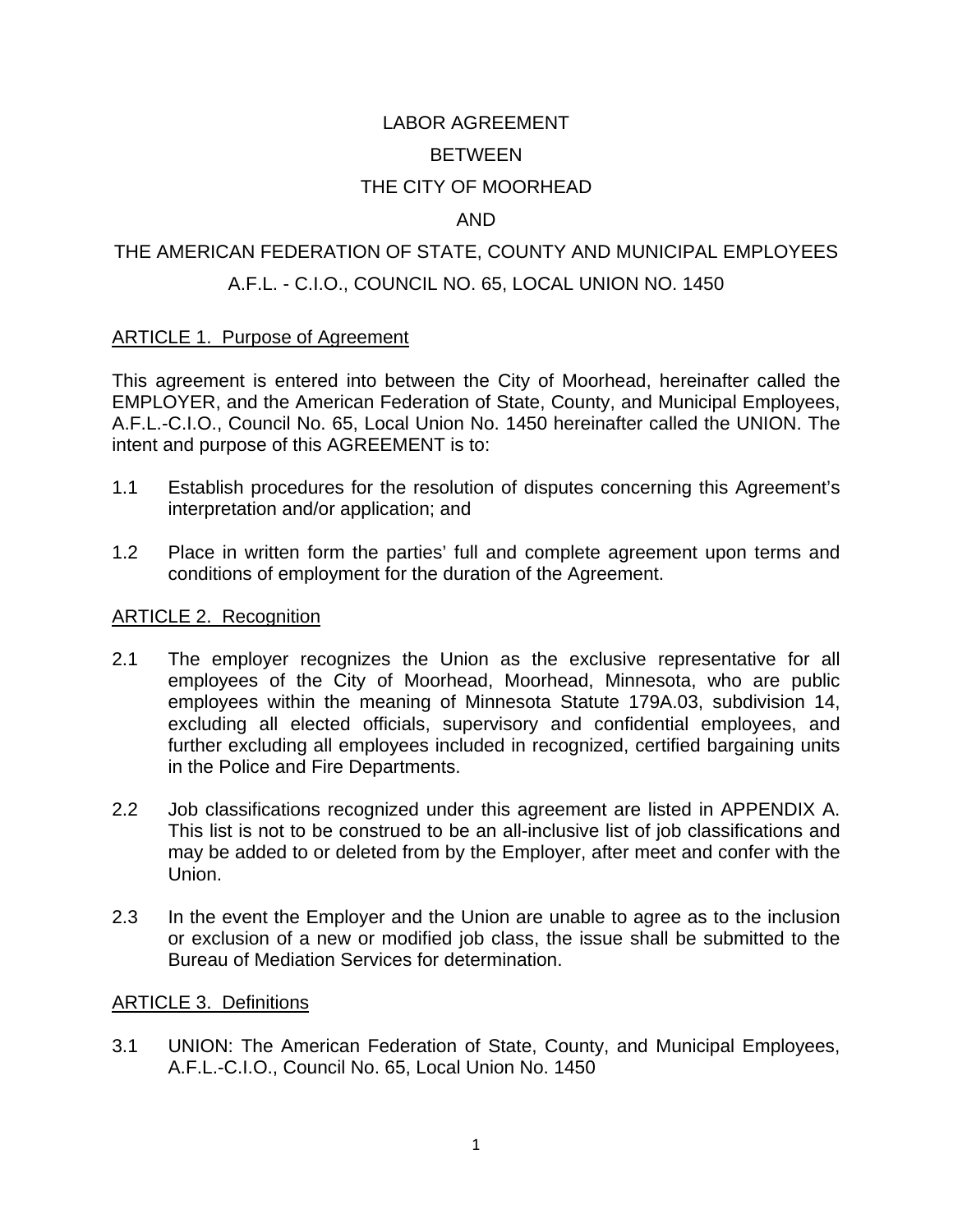LABOR AGREEMENT

BETWEEN

THE CITY OF MOORHEAD

AND

THE AMERICAN FEDERATION OF STATE, COUNTY AND MUNICIPAL EMPLOYEES

A.F.L. - C.I.O., COUNCIL NO. 65, LOCAL UNION NO. 1450

## ARTICLE 1. Purpose of Agreement

This agreement is entered into between the City of Moorhead, hereinafter called the EMPLOYER, and the American Federation of State, County, and Municipal Employees, A.F.L.-C.I.O., Council No. 65, Local Union No. 1450 hereinafter called the UNION. The intent and purpose of this AGREEMENT is to:

1.1 Establish procedures for the resolution of disputes concerning this Agreement's interpretation and/or application; and

1.2 Place in written form the parties' full and complete agreement upon terms and conditions of employment for the duration of the Agreement.

## ARTICLE 2. Recognition

2.1 The employer recognizes the Union as the exclusive representative for all employees of the City of Moorhead, Moorhead, Minnesota, who are public employees within the meaning of Minnesota Statute 179A.03, subdivision 14, excluding all elected officials, supervisory and confidential employees, and further excluding all employees included in recognized, certified bargaining units in the Police and Fire Departments.

2.2 Job classifications recognized under this agreement are listed in APPENDIX A. This list is not to be construed to be an all-inclusive list of job classifications and may be added to or deleted from by the Employer, after meet and confer with the Union.

2.3 In the event the Employer and the Union are unable to agree as to the inclusion or exclusion of a new or modified job class, the issue shall be submitted to the Bureau of Mediation Services for determination.

## ARTICLE 3. Definitions

3.1 UNION: The American Federation of State, County, and Municipal Employees, A.F.L.-C.I.O., Council No. 65, Local Union No. 1450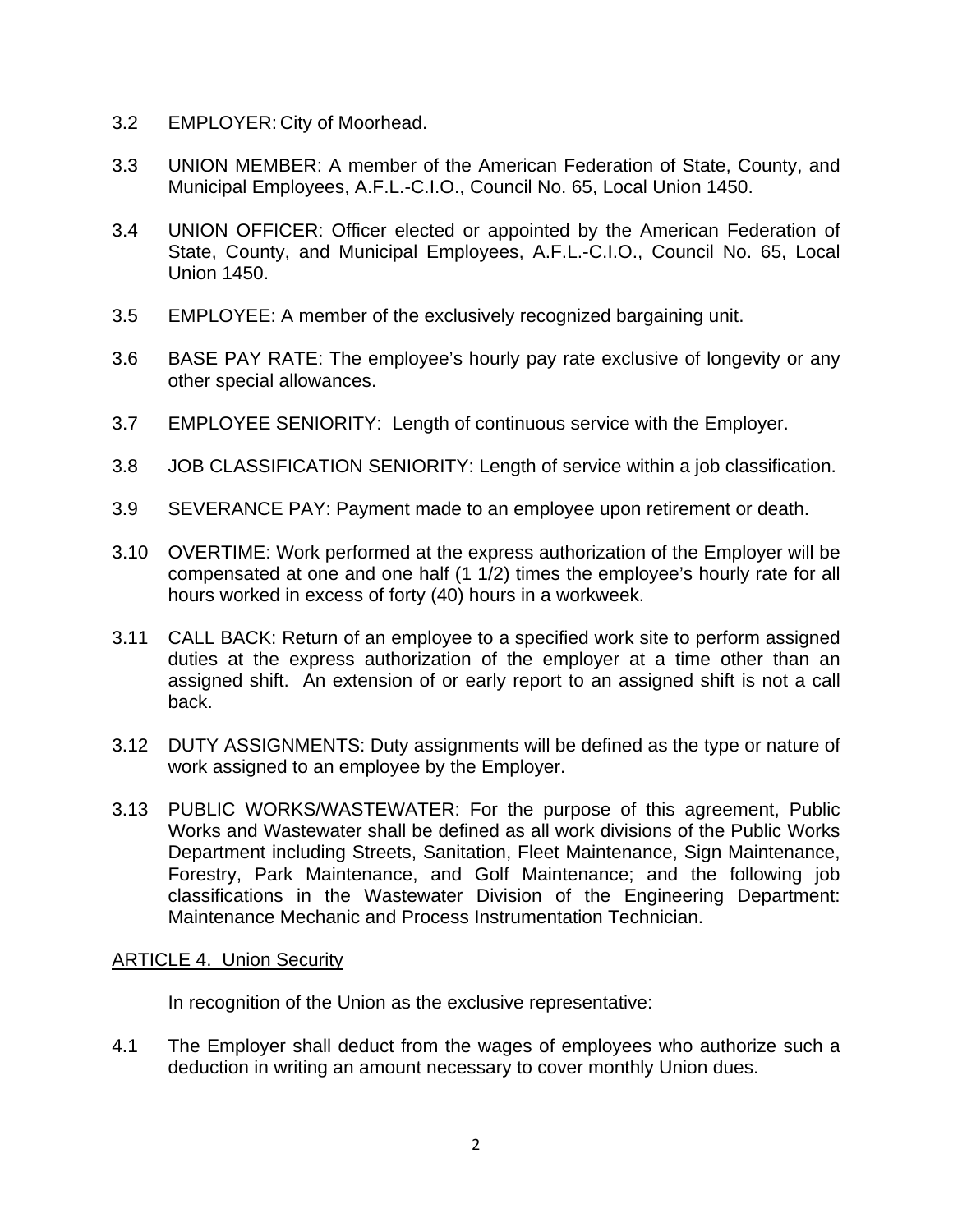3.2 EMPLOYER: City of Moorhead.

3.3 UNION MEMBER: A member of the American Federation of State, County, and Municipal Employees, A.F.L.-C.I.O., Council No. 65, Local Union 1450.

3.4 UNION OFFICER: Officer elected or appointed by the American Federation of State, County, and Municipal Employees, A.F.L.-C.I.O., Council No. 65, Local Union 1450.

3.5 EMPLOYEE: A member of the exclusively recognized bargaining unit.

3.6 BASE PAY RATE: The employee's hourly pay rate exclusive of longevity or any other special allowances.

3.7 EMPLOYEE SENIORITY: Length of continuous service with the Employer.

3.8 JOB CLASSIFICATION SENIORITY: Length of service within a job classification.

3.9 SEVERANCE PAY: Payment made to an employee upon retirement or death.

3.10 OVERTIME: Work performed at the express authorization of the Employer will be compensated at one and one half (1 1/2) times the employee's hourly rate for all hours worked in excess of forty (40) hours in a workweek.

3.11 CALL BACK: Return of an employee to a specified work site to perform assigned duties at the express authorization of the employer at a time other than an assigned shift. An extension of or early report to an assigned shift is not a call back.

3.12 DUTY ASSIGNMENTS: Duty assignments will be defined as the type or nature of work assigned to an employee by the Employer.

3.13 PUBLIC WORKS/WASTEWATER: For the purpose of this agreement, Public Works and Wastewater shall be defined as all work divisions of the Public Works Department including Streets, Sanitation, Fleet Maintenance, Sign Maintenance, Forestry, Park Maintenance, and Golf Maintenance; and the following job classifications in the Wastewater Division of the Engineering Department: Maintenance Mechanic and Process Instrumentation Technician.

## ARTICLE 4. Union Security

In recognition of the Union as the exclusive representative:

4.1 The Employer shall deduct from the wages of employees who authorize such a deduction in writing an amount necessary to cover monthly Union dues.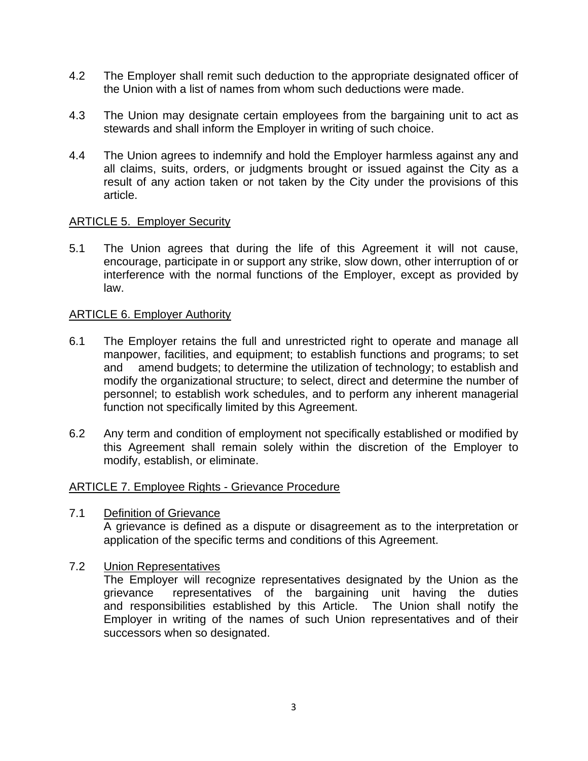4.2 The Employer shall remit such deduction to the appropriate designated officer of the Union with a list of names from whom such deductions were made.

4.3 The Union may designate certain employees from the bargaining unit to act as stewards and shall inform the Employer in writing of such choice.

4.4 The Union agrees to indemnify and hold the Employer harmless against any and all claims, suits, orders, or judgments brought or issued against the City as a result of any action taken or not taken by the City under the provisions of this article.

## ARTICLE 5. Employer Security

5.1 The Union agrees that during the life of this Agreement it will not cause, encourage, participate in or support any strike, slow down, other interruption of or interference with the normal functions of the Employer, except as provided by law.

## ARTICLE 6. Employer Authority

6.1 The Employer retains the full and unrestricted right to operate and manage all manpower, facilities, and equipment; to establish functions and programs; to set and amend budgets; to determine the utilization of technology; to establish and modify the organizational structure; to select, direct and determine the number of personnel; to establish work schedules, and to perform any inherent managerial function not specifically limited by this Agreement.

6.2 Any term and condition of employment not specifically established or modified by this Agreement shall remain solely within the discretion of the Employer to modify, establish, or eliminate.

## ARTICLE 7. Employee Rights - Grievance Procedure

7.1 Definition of Grievance

A grievance is defined as a dispute or disagreement as to the interpretation or application of the specific terms and conditions of this Agreement.

7.2 Union Representatives

The Employer will recognize representatives designated by the Union as the grievance representatives of the bargaining unit having the duties and responsibilities established by this Article. The Union shall notify the Employer in writing of the names of such Union representatives and of their successors when so designated.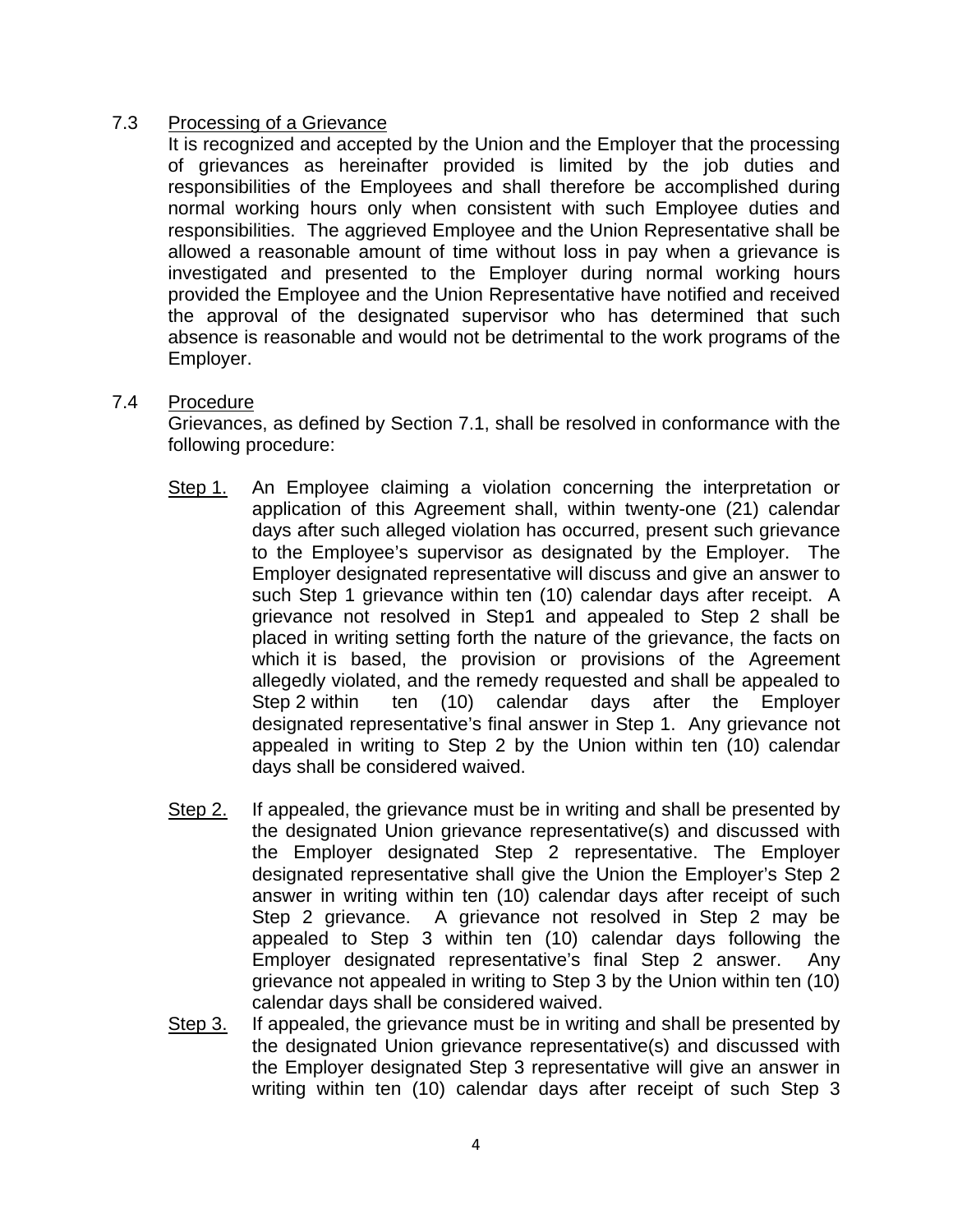7.3 Processing of a Grievance

It is recognized and accepted by the Union and the Employer that the processing of grievances as hereinafter provided is limited by the job duties and responsibilities of the Employees and shall therefore be accomplished during normal working hours only when consistent with such Employee duties and responsibilities. The aggrieved Employee and the Union Representative shall be allowed a reasonable amount of time without loss in pay when a grievance is investigated and presented to the Employer during normal working hours provided the Employee and the Union Representative have notified and received the approval of the designated supervisor who has determined that such absence is reasonable and would not be detrimental to the work programs of the Employer.

7.4 Procedure

Grievances, as defined by Section 7.1, shall be resolved in conformance with the following procedure:

Step 1. An Employee claiming a violation concerning the interpretation or application of this Agreement shall, within twenty-one (21) calendar days after such alleged violation has occurred, present such grievance to the Employee's supervisor as designated by the Employer. The Employer designated representative will discuss and give an answer to such Step 1 grievance within ten (10) calendar days after receipt. A grievance not resolved in Step1 and appealed to Step 2 shall be placed in writing setting forth the nature of the grievance, the facts on which it is based, the provision or provisions of the Agreement allegedly violated, and the remedy requested and shall be appealed to Step 2 within ten (10) calendar days after the Employer designated representative's final answer in Step 1. Any grievance not appealed in writing to Step 2 by the Union within ten (10) calendar days shall be considered waived.

Step 2. If appealed, the grievance must be in writing and shall be presented by the designated Union grievance representative(s) and discussed with the Employer designated Step 2 representative. The Employer designated representative shall give the Union the Employer's Step 2 answer in writing within ten (10) calendar days after receipt of such Step 2 grievance. A grievance not resolved in Step 2 may be appealed to Step 3 within ten (10) calendar days following the Employer designated representative's final Step 2 answer. Any grievance not appealed in writing to Step 3 by the Union within ten (10) calendar days shall be considered waived.

Step 3. If appealed, the grievance must be in writing and shall be presented by the designated Union grievance representative(s) and discussed with the Employer designated Step 3 representative will give an answer in writing within ten (10) calendar days after receipt of such Step 3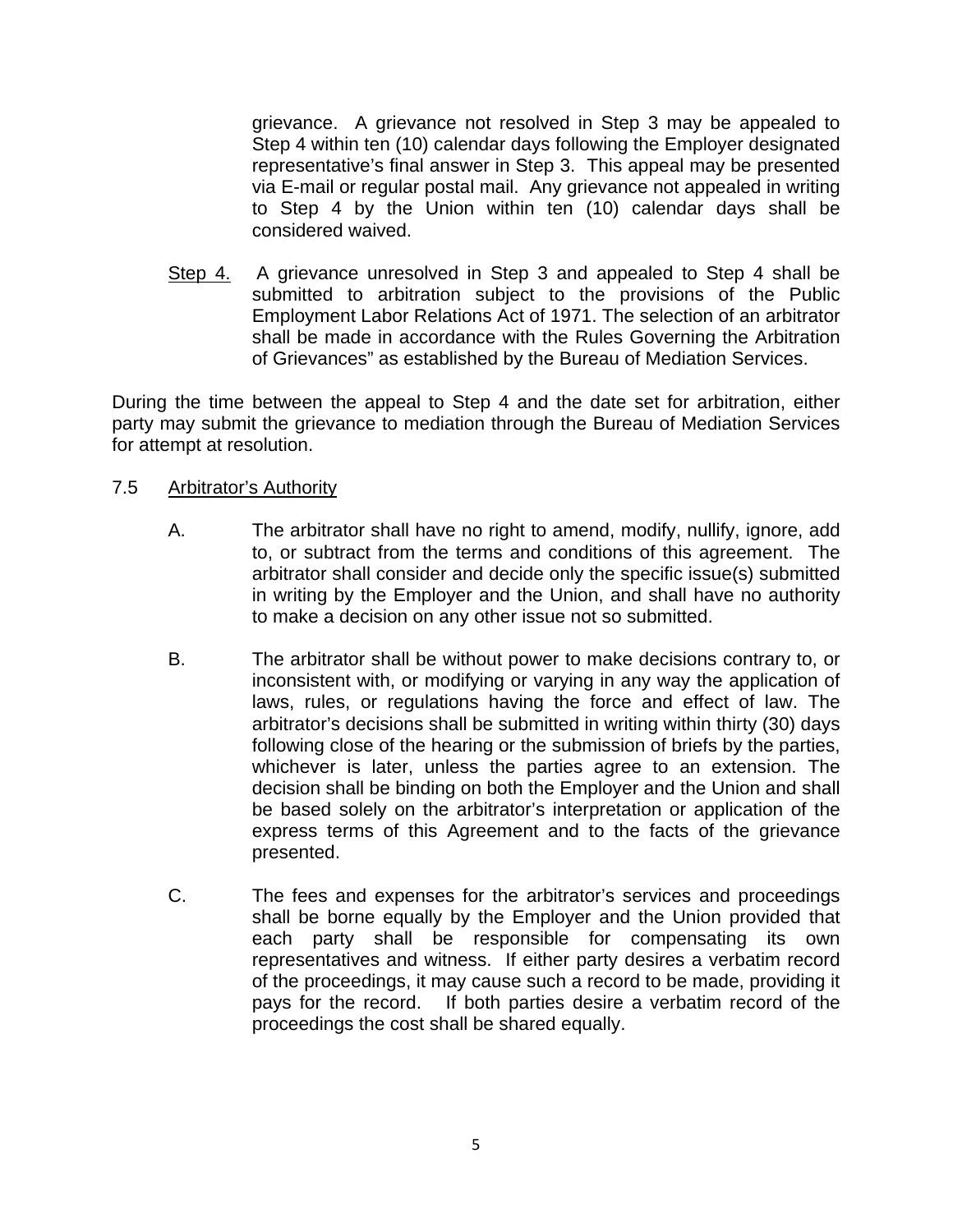grievance. A grievance not resolved in Step 3 may be appealed to Step 4 within ten (10) calendar days following the Employer designated representative's final answer in Step 3. This appeal may be presented via E-mail or regular postal mail. Any grievance not appealed in writing to Step 4 by the Union within ten (10) calendar days shall be considered waived.

Step 4. A grievance unresolved in Step 3 and appealed to Step 4 shall be submitted to arbitration subject to the provisions of the Public Employment Labor Relations Act of 1971. The selection of an arbitrator shall be made in accordance with the Rules Governing the Arbitration of Grievances" as established by the Bureau of Mediation Services.

During the time between the appeal to Step 4 and the date set for arbitration, either party may submit the grievance to mediation through the Bureau of Mediation Services for attempt at resolution.

7.5 Arbitrator's Authority

A. The arbitrator shall have no right to amend, modify, nullify, ignore, add to, or subtract from the terms and conditions of this agreement. The arbitrator shall consider and decide only the specific issue(s) submitted in writing by the Employer and the Union, and shall have no authority to make a decision on any other issue not so submitted.

B. The arbitrator shall be without power to make decisions contrary to, or inconsistent with, or modifying or varying in any way the application of laws, rules, or regulations having the force and effect of law. The arbitrator's decisions shall be submitted in writing within thirty (30) days following close of the hearing or the submission of briefs by the parties, whichever is later, unless the parties agree to an extension. The decision shall be binding on both the Employer and the Union and shall be based solely on the arbitrator's interpretation or application of the express terms of this Agreement and to the facts of the grievance presented.

C. The fees and expenses for the arbitrator's services and proceedings shall be borne equally by the Employer and the Union provided that each party shall be responsible for compensating its own representatives and witness. If either party desires a verbatim record of the proceedings, it may cause such a record to be made, providing it pays for the record. If both parties desire a verbatim record of the proceedings the cost shall be shared equally.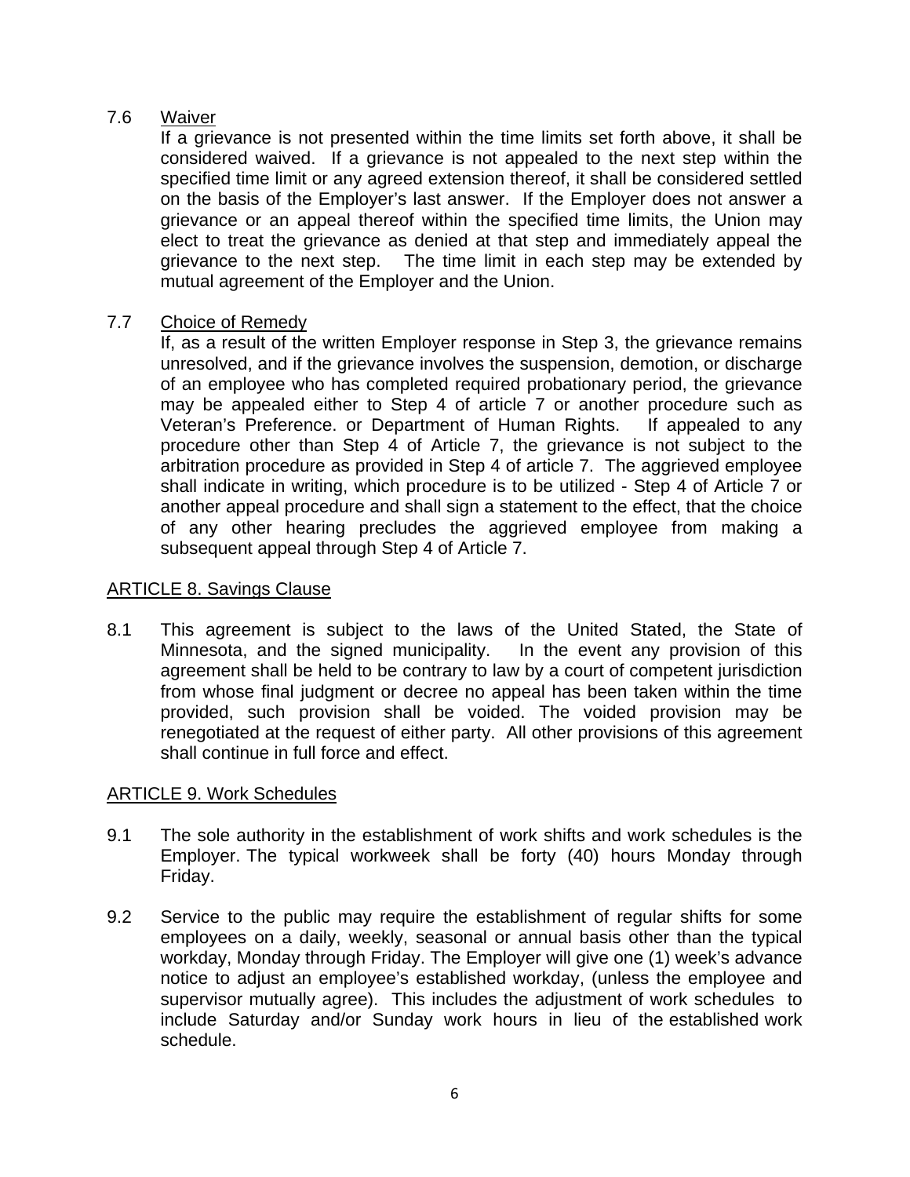7.6 Waiver

If a grievance is not presented within the time limits set forth above, it shall be considered waived. If a grievance is not appealed to the next step within the specified time limit or any agreed extension thereof, it shall be considered settled on the basis of the Employer's last answer. If the Employer does not answer a grievance or an appeal thereof within the specified time limits, the Union may elect to treat the grievance as denied at that step and immediately appeal the grievance to the next step. The time limit in each step may be extended by mutual agreement of the Employer and the Union.

7.7 Choice of Remedy

If, as a result of the written Employer response in Step 3, the grievance remains unresolved, and if the grievance involves the suspension, demotion, or discharge of an employee who has completed required probationary period, the grievance may be appealed either to Step 4 of article 7 or another procedure such as Veteran's Preference. or Department of Human Rights. If appealed to any procedure other than Step 4 of Article 7, the grievance is not subject to the arbitration procedure as provided in Step 4 of article 7. The aggrieved employee shall indicate in writing, which procedure is to be utilized - Step 4 of Article 7 or another appeal procedure and shall sign a statement to the effect, that the choice of any other hearing precludes the aggrieved employee from making a subsequent appeal through Step 4 of Article 7.

## ARTICLE 8. Savings Clause

8.1 This agreement is subject to the laws of the United Stated, the State of Minnesota, and the signed municipality. In the event any provision of this agreement shall be held to be contrary to law by a court of competent jurisdiction from whose final judgment or decree no appeal has been taken within the time provided, such provision shall be voided. The voided provision may be renegotiated at the request of either party. All other provisions of this agreement shall continue in full force and effect.

## ARTICLE 9. Work Schedules

9.1 The sole authority in the establishment of work shifts and work schedules is the Employer. The typical workweek shall be forty (40) hours Monday through Friday.

9.2 Service to the public may require the establishment of regular shifts for some employees on a daily, weekly, seasonal or annual basis other than the typical workday, Monday through Friday. The Employer will give one (1) week's advance notice to adjust an employee's established workday, (unless the employee and supervisor mutually agree). This includes the adjustment of work schedules to include Saturday and/or Sunday work hours in lieu of the established work schedule.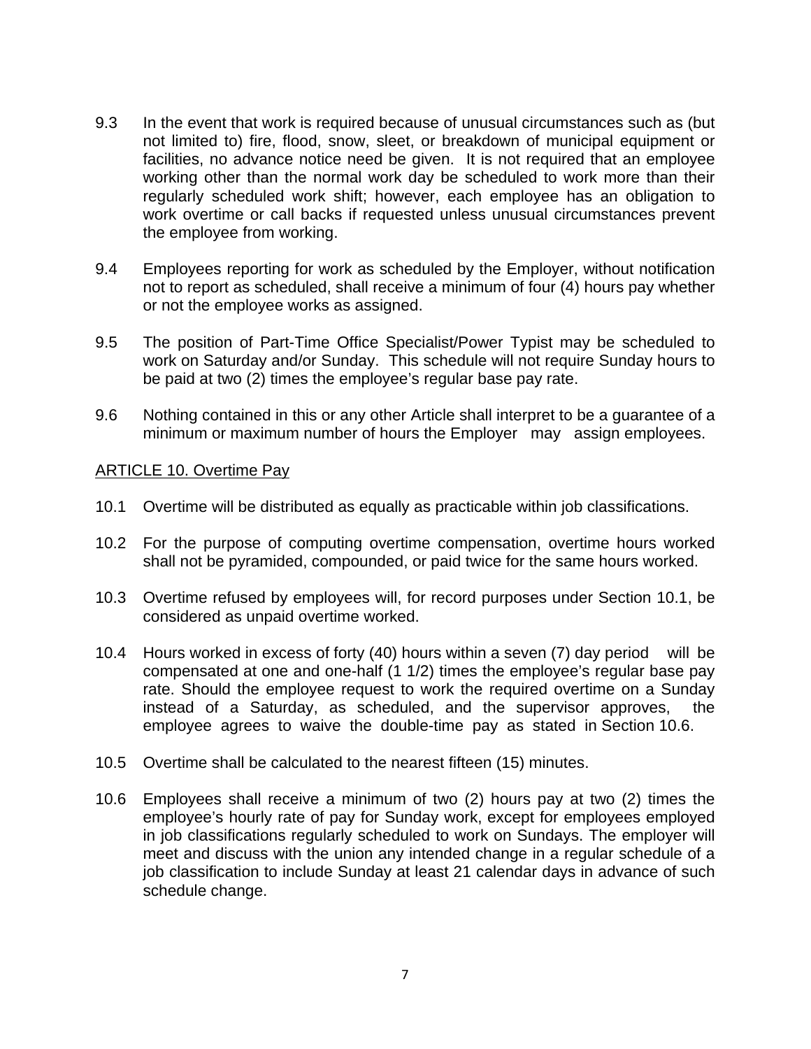9.3 In the event that work is required because of unusual circumstances such as (but not limited to) fire, flood, snow, sleet, or breakdown of municipal equipment or facilities, no advance notice need be given. It is not required that an employee working other than the normal work day be scheduled to work more than their regularly scheduled work shift; however, each employee has an obligation to work overtime or call backs if requested unless unusual circumstances prevent the employee from working.

9.4 Employees reporting for work as scheduled by the Employer, without notification not to report as scheduled, shall receive a minimum of four (4) hours pay whether or not the employee works as assigned.

9.5 The position of Part-Time Office Specialist/Power Typist may be scheduled to work on Saturday and/or Sunday. This schedule will not require Sunday hours to be paid at two (2) times the employee's regular base pay rate.

9.6 Nothing contained in this or any other Article shall interpret to be a guarantee of a minimum or maximum number of hours the Employer may assign employees.

ARTICLE 10. Overtime Pay

10.1 Overtime will be distributed as equally as practicable within job classifications.

10.2 For the purpose of computing overtime compensation, overtime hours worked shall not be pyramided, compounded, or paid twice for the same hours worked.

10.3 Overtime refused by employees will, for record purposes under Section 10.1, be considered as unpaid overtime worked.

10.4 Hours worked in excess of forty (40) hours within a seven (7) day period will be compensated at one and one-half (1 1/2) times the employee's regular base pay rate. Should the employee request to work the required overtime on a Sunday instead of a Saturday, as scheduled, and the supervisor approves, the employee agrees to waive the double-time pay as stated in Section 10.6.

10.5 Overtime shall be calculated to the nearest fifteen (15) minutes.

10.6 Employees shall receive a minimum of two (2) hours pay at two (2) times the employee's hourly rate of pay for Sunday work, except for employees employed in job classifications regularly scheduled to work on Sundays. The employer will meet and discuss with the union any intended change in a regular schedule of a job classification to include Sunday at least 21 calendar days in advance of such schedule change.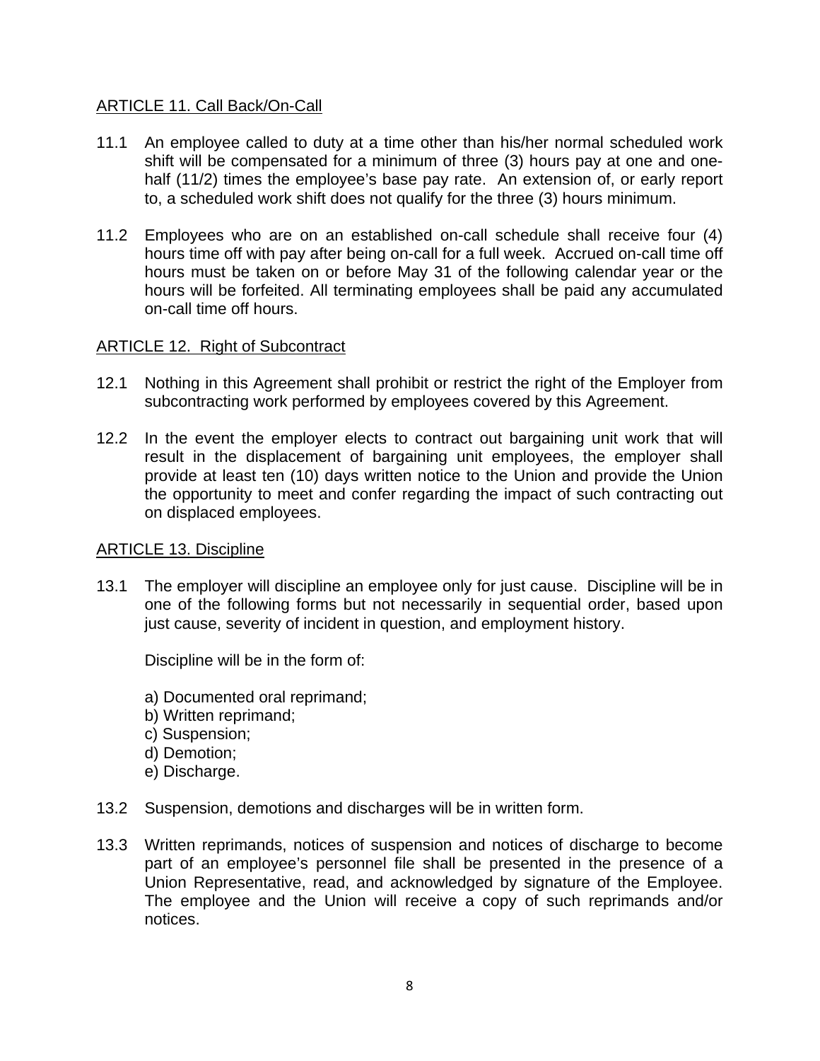## ARTICLE 11. Call Back/On-Call

11.1 An employee called to duty at a time other than his/her normal scheduled work shift will be compensated for a minimum of three (3) hours pay at one and one-half (11/2) times the employee's base pay rate. An extension of, or early report to, a scheduled work shift does not qualify for the three (3) hours minimum.

11.2 Employees who are on an established on-call schedule shall receive four (4) hours time off with pay after being on-call for a full week. Accrued on-call time off hours must be taken on or before May 31 of the following calendar year or the hours will be forfeited. All terminating employees shall be paid any accumulated on-call time off hours.

## ARTICLE 12. Right of Subcontract

12.1 Nothing in this Agreement shall prohibit or restrict the right of the Employer from subcontracting work performed by employees covered by this Agreement.

12.2 In the event the employer elects to contract out bargaining unit work that will result in the displacement of bargaining unit employees, the employer shall provide at least ten (10) days written notice to the Union and provide the Union the opportunity to meet and confer regarding the impact of such contracting out on displaced employees.

## ARTICLE 13. Discipline

13.1 The employer will discipline an employee only for just cause. Discipline will be in one of the following forms but not necessarily in sequential order, based upon just cause, severity of incident in question, and employment history.

Discipline will be in the form of:

a) Documented oral reprimand;
b) Written reprimand;
c) Suspension;
d) Demotion;
e) Discharge.

13.2 Suspension, demotions and discharges will be in written form.

13.3 Written reprimands, notices of suspension and notices of discharge to become part of an employee's personnel file shall be presented in the presence of a Union Representative, read, and acknowledged by signature of the Employee. The employee and the Union will receive a copy of such reprimands and/or notices.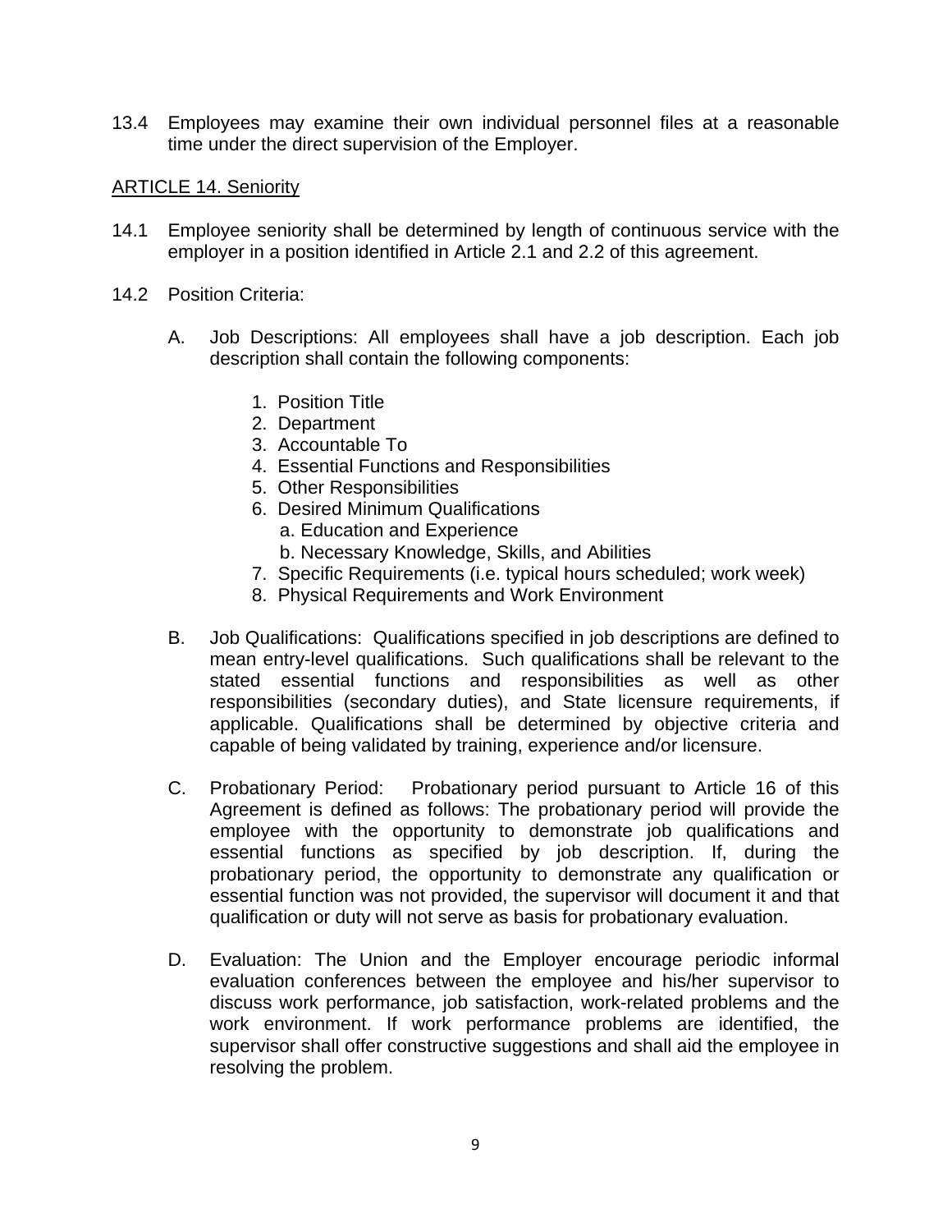13.4 Employees may examine their own individual personnel files at a reasonable time under the direct supervision of the Employer.

## ARTICLE 14. Seniority

14.1 Employee seniority shall be determined by length of continuous service with the employer in a position identified in Article 2.1 and 2.2 of this agreement.

14.2 Position Criteria:

A. Job Descriptions: All employees shall have a job description. Each job description shall contain the following components:

1. Position Title
2. Department
3. Accountable To
4. Essential Functions and Responsibilities
5. Other Responsibilities
6. Desired Minimum Qualifications
   a. Education and Experience
   b. Necessary Knowledge, Skills, and Abilities
7. Specific Requirements (i.e. typical hours scheduled; work week)
8. Physical Requirements and Work Environment

B. Job Qualifications: Qualifications specified in job descriptions are defined to mean entry-level qualifications. Such qualifications shall be relevant to the stated essential functions and responsibilities as well as other responsibilities (secondary duties), and State licensure requirements, if applicable. Qualifications shall be determined by objective criteria and capable of being validated by training, experience and/or licensure.

C. Probationary Period: Probationary period pursuant to Article 16 of this Agreement is defined as follows: The probationary period will provide the employee with the opportunity to demonstrate job qualifications and essential functions as specified by job description. If, during the probationary period, the opportunity to demonstrate any qualification or essential function was not provided, the supervisor will document it and that qualification or duty will not serve as basis for probationary evaluation.

D. Evaluation: The Union and the Employer encourage periodic informal evaluation conferences between the employee and his/her supervisor to discuss work performance, job satisfaction, work-related problems and the work environment. If work performance problems are identified, the supervisor shall offer constructive suggestions and shall aid the employee in resolving the problem.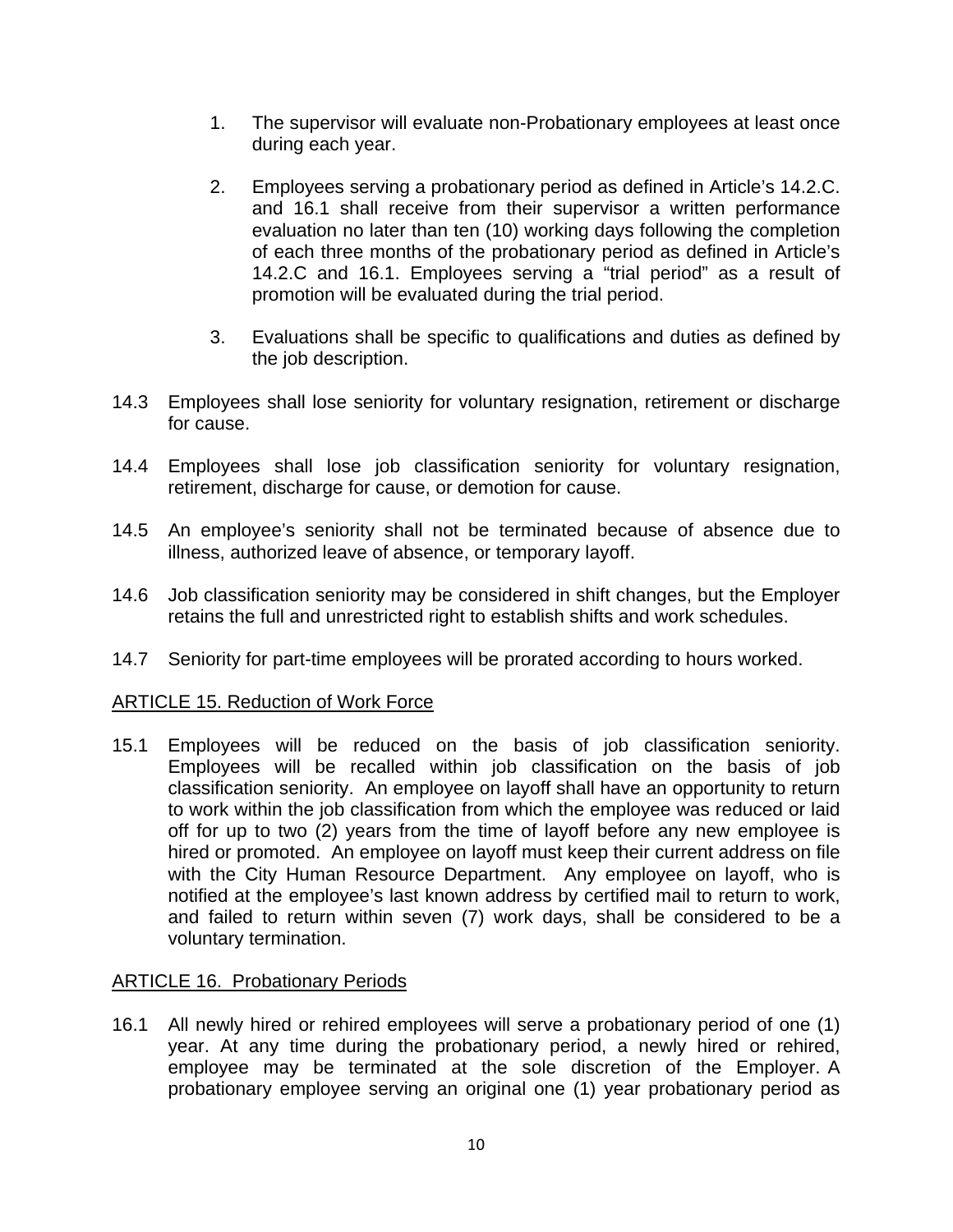1. The supervisor will evaluate non-Probationary employees at least once during each year.

2. Employees serving a probationary period as defined in Article's 14.2.C. and 16.1 shall receive from their supervisor a written performance evaluation no later than ten (10) working days following the completion of each three months of the probationary period as defined in Article's 14.2.C and 16.1. Employees serving a "trial period" as a result of promotion will be evaluated during the trial period.

3. Evaluations shall be specific to qualifications and duties as defined by the job description.

14.3 Employees shall lose seniority for voluntary resignation, retirement or discharge for cause.

14.4 Employees shall lose job classification seniority for voluntary resignation, retirement, discharge for cause, or demotion for cause.

14.5 An employee's seniority shall not be terminated because of absence due to illness, authorized leave of absence, or temporary layoff.

14.6 Job classification seniority may be considered in shift changes, but the Employer retains the full and unrestricted right to establish shifts and work schedules.

14.7 Seniority for part-time employees will be prorated according to hours worked.

## ARTICLE 15. Reduction of Work Force

15.1 Employees will be reduced on the basis of job classification seniority. Employees will be recalled within job classification on the basis of job classification seniority. An employee on layoff shall have an opportunity to return to work within the job classification from which the employee was reduced or laid off for up to two (2) years from the time of layoff before any new employee is hired or promoted. An employee on layoff must keep their current address on file with the City Human Resource Department. Any employee on layoff, who is notified at the employee's last known address by certified mail to return to work, and failed to return within seven (7) work days, shall be considered to be a voluntary termination.

## ARTICLE 16. Probationary Periods

16.1 All newly hired or rehired employees will serve a probationary period of one (1) year. At any time during the probationary period, a newly hired or rehired, employee may be terminated at the sole discretion of the Employer. A probationary employee serving an original one (1) year probationary period as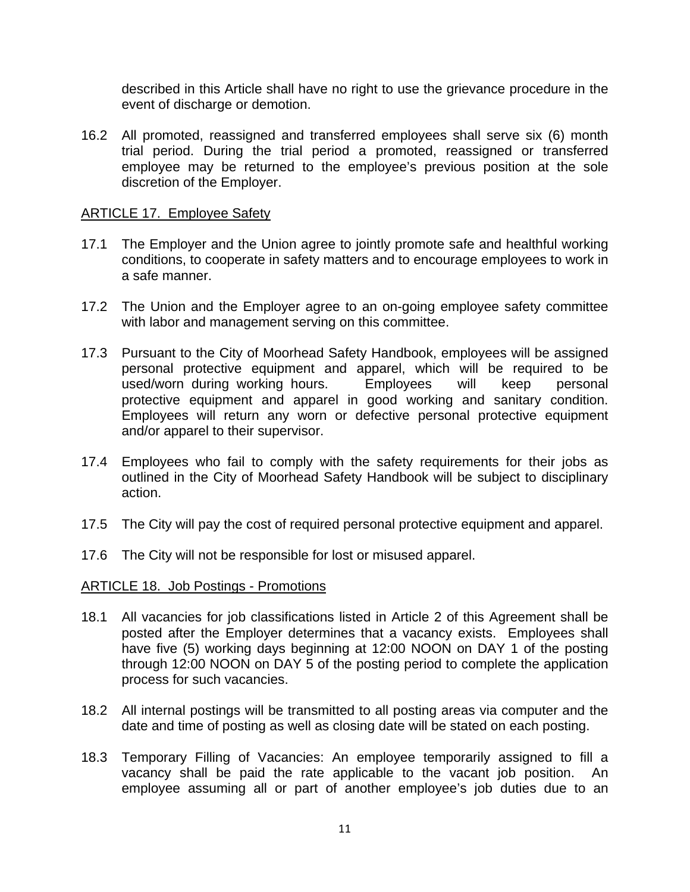described in this Article shall have no right to use the grievance procedure in the event of discharge or demotion.

16.2 All promoted, reassigned and transferred employees shall serve six (6) month trial period. During the trial period a promoted, reassigned or transferred employee may be returned to the employee's previous position at the sole discretion of the Employer.

## ARTICLE 17. Employee Safety

17.1 The Employer and the Union agree to jointly promote safe and healthful working conditions, to cooperate in safety matters and to encourage employees to work in a safe manner.

17.2 The Union and the Employer agree to an on-going employee safety committee with labor and management serving on this committee.

17.3 Pursuant to the City of Moorhead Safety Handbook, employees will be assigned personal protective equipment and apparel, which will be required to be used/worn during working hours. Employees will keep personal protective equipment and apparel in good working and sanitary condition. Employees will return any worn or defective personal protective equipment and/or apparel to their supervisor.

17.4 Employees who fail to comply with the safety requirements for their jobs as outlined in the City of Moorhead Safety Handbook will be subject to disciplinary action.

17.5 The City will pay the cost of required personal protective equipment and apparel.

17.6 The City will not be responsible for lost or misused apparel.

## ARTICLE 18. Job Postings - Promotions

18.1 All vacancies for job classifications listed in Article 2 of this Agreement shall be posted after the Employer determines that a vacancy exists. Employees shall have five (5) working days beginning at 12:00 NOON on DAY 1 of the posting through 12:00 NOON on DAY 5 of the posting period to complete the application process for such vacancies.

18.2 All internal postings will be transmitted to all posting areas via computer and the date and time of posting as well as closing date will be stated on each posting.

18.3 Temporary Filling of Vacancies: An employee temporarily assigned to fill a vacancy shall be paid the rate applicable to the vacant job position. An employee assuming all or part of another employee's job duties due to an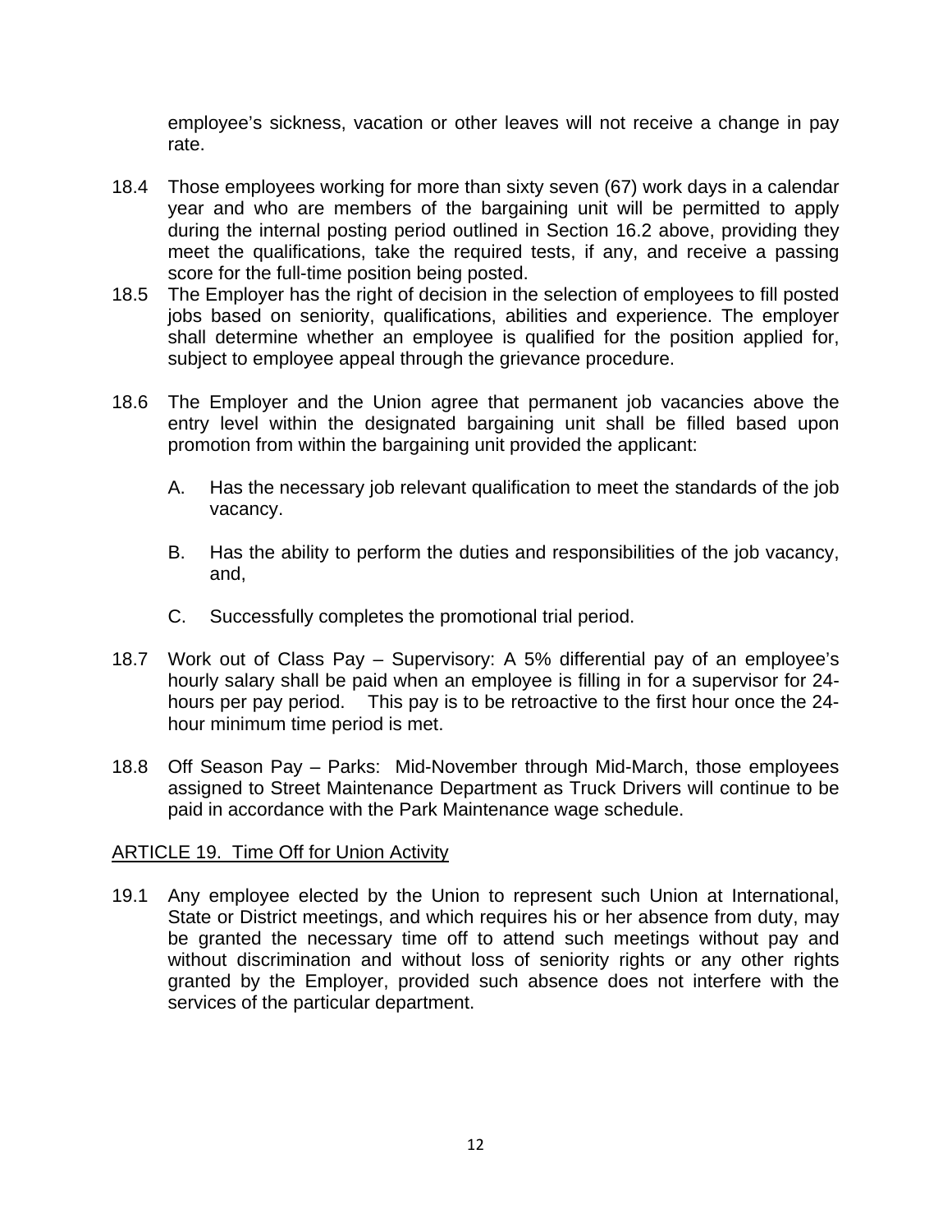employee's sickness, vacation or other leaves will not receive a change in pay rate.

18.4 Those employees working for more than sixty seven (67) work days in a calendar year and who are members of the bargaining unit will be permitted to apply during the internal posting period outlined in Section 16.2 above, providing they meet the qualifications, take the required tests, if any, and receive a passing score for the full-time position being posted.

18.5 The Employer has the right of decision in the selection of employees to fill posted jobs based on seniority, qualifications, abilities and experience. The employer shall determine whether an employee is qualified for the position applied for, subject to employee appeal through the grievance procedure.

18.6 The Employer and the Union agree that permanent job vacancies above the entry level within the designated bargaining unit shall be filled based upon promotion from within the bargaining unit provided the applicant:

A. Has the necessary job relevant qualification to meet the standards of the job vacancy.

B. Has the ability to perform the duties and responsibilities of the job vacancy, and,

C. Successfully completes the promotional trial period.

18.7 Work out of Class Pay – Supervisory: A 5% differential pay of an employee's hourly salary shall be paid when an employee is filling in for a supervisor for 24-hours per pay period. This pay is to be retroactive to the first hour once the 24-hour minimum time period is met.

18.8 Off Season Pay – Parks: Mid-November through Mid-March, those employees assigned to Street Maintenance Department as Truck Drivers will continue to be paid in accordance with the Park Maintenance wage schedule.

## ARTICLE 19. Time Off for Union Activity

19.1 Any employee elected by the Union to represent such Union at International, State or District meetings, and which requires his or her absence from duty, may be granted the necessary time off to attend such meetings without pay and without discrimination and without loss of seniority rights or any other rights granted by the Employer, provided such absence does not interfere with the services of the particular department.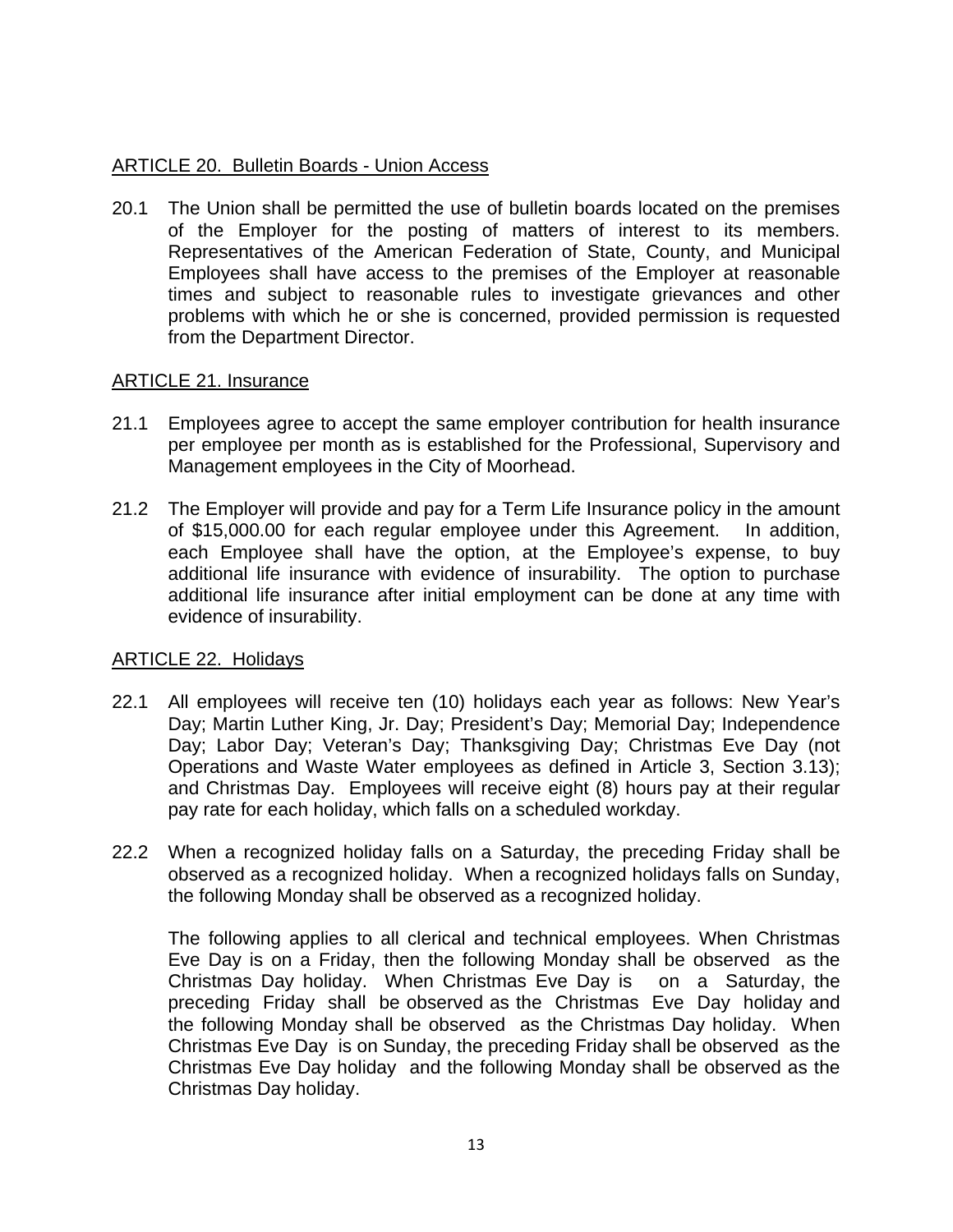## ARTICLE 20. Bulletin Boards - Union Access

20.1 The Union shall be permitted the use of bulletin boards located on the premises of the Employer for the posting of matters of interest to its members. Representatives of the American Federation of State, County, and Municipal Employees shall have access to the premises of the Employer at reasonable times and subject to reasonable rules to investigate grievances and other problems with which he or she is concerned, provided permission is requested from the Department Director.

## ARTICLE 21. Insurance

21.1 Employees agree to accept the same employer contribution for health insurance per employee per month as is established for the Professional, Supervisory and Management employees in the City of Moorhead.

21.2 The Employer will provide and pay for a Term Life Insurance policy in the amount of $15,000.00 for each regular employee under this Agreement. In addition, each Employee shall have the option, at the Employee's expense, to buy additional life insurance with evidence of insurability. The option to purchase additional life insurance after initial employment can be done at any time with evidence of insurability.

## ARTICLE 22. Holidays

22.1 All employees will receive ten (10) holidays each year as follows: New Year's Day; Martin Luther King, Jr. Day; President's Day; Memorial Day; Independence Day; Labor Day; Veteran's Day; Thanksgiving Day; Christmas Eve Day (not Operations and Waste Water employees as defined in Article 3, Section 3.13); and Christmas Day. Employees will receive eight (8) hours pay at their regular pay rate for each holiday, which falls on a scheduled workday.

22.2 When a recognized holiday falls on a Saturday, the preceding Friday shall be observed as a recognized holiday. When a recognized holidays falls on Sunday, the following Monday shall be observed as a recognized holiday.

The following applies to all clerical and technical employees. When Christmas Eve Day is on a Friday, then the following Monday shall be observed as the Christmas Day holiday. When Christmas Eve Day is on a Saturday, the preceding Friday shall be observed as the Christmas Eve Day holiday and the following Monday shall be observed as the Christmas Day holiday. When Christmas Eve Day is on Sunday, the preceding Friday shall be observed as the Christmas Eve Day holiday and the following Monday shall be observed as the Christmas Day holiday.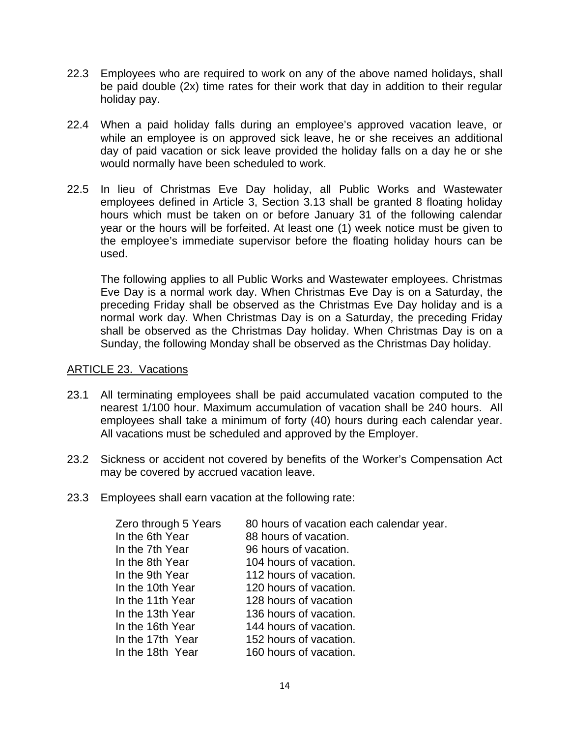22.3 Employees who are required to work on any of the above named holidays, shall be paid double (2x) time rates for their work that day in addition to their regular holiday pay.

22.4 When a paid holiday falls during an employee's approved vacation leave, or while an employee is on approved sick leave, he or she receives an additional day of paid vacation or sick leave provided the holiday falls on a day he or she would normally have been scheduled to work.

22.5 In lieu of Christmas Eve Day holiday, all Public Works and Wastewater employees defined in Article 3, Section 3.13 shall be granted 8 floating holiday hours which must be taken on or before January 31 of the following calendar year or the hours will be forfeited. At least one (1) week notice must be given to the employee's immediate supervisor before the floating holiday hours can be used.

The following applies to all Public Works and Wastewater employees. Christmas Eve Day is a normal work day. When Christmas Eve Day is on a Saturday, the preceding Friday shall be observed as the Christmas Eve Day holiday and is a normal work day. When Christmas Day is on a Saturday, the preceding Friday shall be observed as the Christmas Day holiday. When Christmas Day is on a Sunday, the following Monday shall be observed as the Christmas Day holiday.

## ARTICLE 23. Vacations

23.1 All terminating employees shall be paid accumulated vacation computed to the nearest 1/100 hour. Maximum accumulation of vacation shall be 240 hours. All employees shall take a minimum of forty (40) hours during each calendar year. All vacations must be scheduled and approved by the Employer.

23.2 Sickness or accident not covered by benefits of the Worker's Compensation Act may be covered by accrued vacation leave.

23.3 Employees shall earn vacation at the following rate:

| | |
|---|---|
| Zero through 5 Years | 80 hours of vacation each calendar year. |
| In the 6th Year | 88 hours of vacation. |
| In the 7th Year | 96 hours of vacation. |
| In the 8th Year | 104 hours of vacation. |
| In the 9th Year | 112 hours of vacation. |
| In the 10th Year | 120 hours of vacation. |
| In the 11th Year | 128 hours of vacation |
| In the 13th Year | 136 hours of vacation. |
| In the 16th Year | 144 hours of vacation. |
| In the 17th Year | 152 hours of vacation. |
| In the 18th Year | 160 hours of vacation. |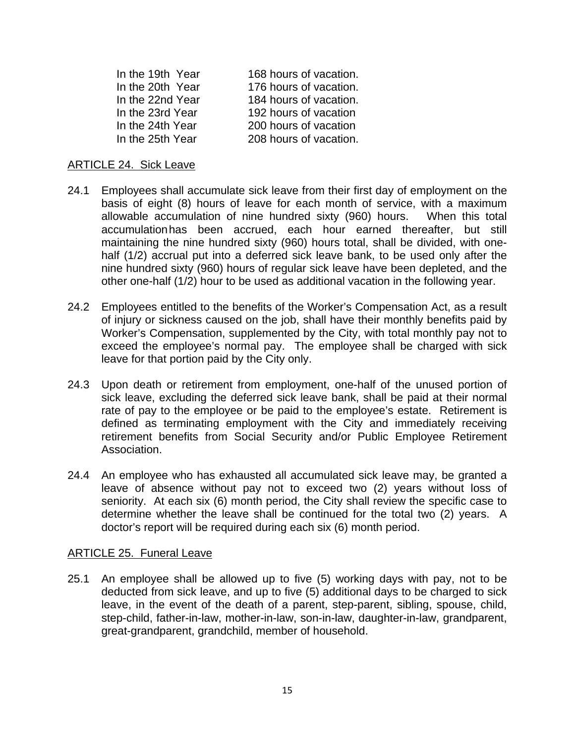| | |
|---|---|
| In the 19th Year | 168 hours of vacation. |
| In the 20th Year | 176 hours of vacation. |
| In the 22nd Year | 184 hours of vacation. |
| In the 23rd Year | 192 hours of vacation |
| In the 24th Year | 200 hours of vacation |
| In the 25th Year | 208 hours of vacation. |

## ARTICLE 24. Sick Leave

24.1 Employees shall accumulate sick leave from their first day of employment on the basis of eight (8) hours of leave for each month of service, with a maximum allowable accumulation of nine hundred sixty (960) hours. When this total accumulation has been accrued, each hour earned thereafter, but still maintaining the nine hundred sixty (960) hours total, shall be divided, with one-half (1/2) accrual put into a deferred sick leave bank, to be used only after the nine hundred sixty (960) hours of regular sick leave have been depleted, and the other one-half (1/2) hour to be used as additional vacation in the following year.

24.2 Employees entitled to the benefits of the Worker's Compensation Act, as a result of injury or sickness caused on the job, shall have their monthly benefits paid by Worker's Compensation, supplemented by the City, with total monthly pay not to exceed the employee's normal pay. The employee shall be charged with sick leave for that portion paid by the City only.

24.3 Upon death or retirement from employment, one-half of the unused portion of sick leave, excluding the deferred sick leave bank, shall be paid at their normal rate of pay to the employee or be paid to the employee's estate. Retirement is defined as terminating employment with the City and immediately receiving retirement benefits from Social Security and/or Public Employee Retirement Association.

24.4 An employee who has exhausted all accumulated sick leave may, be granted a leave of absence without pay not to exceed two (2) years without loss of seniority. At each six (6) month period, the City shall review the specific case to determine whether the leave shall be continued for the total two (2) years. A doctor's report will be required during each six (6) month period.

## ARTICLE 25. Funeral Leave

25.1 An employee shall be allowed up to five (5) working days with pay, not to be deducted from sick leave, and up to five (5) additional days to be charged to sick leave, in the event of the death of a parent, step-parent, sibling, spouse, child, step-child, father-in-law, mother-in-law, son-in-law, daughter-in-law, grandparent, great-grandparent, grandchild, member of household.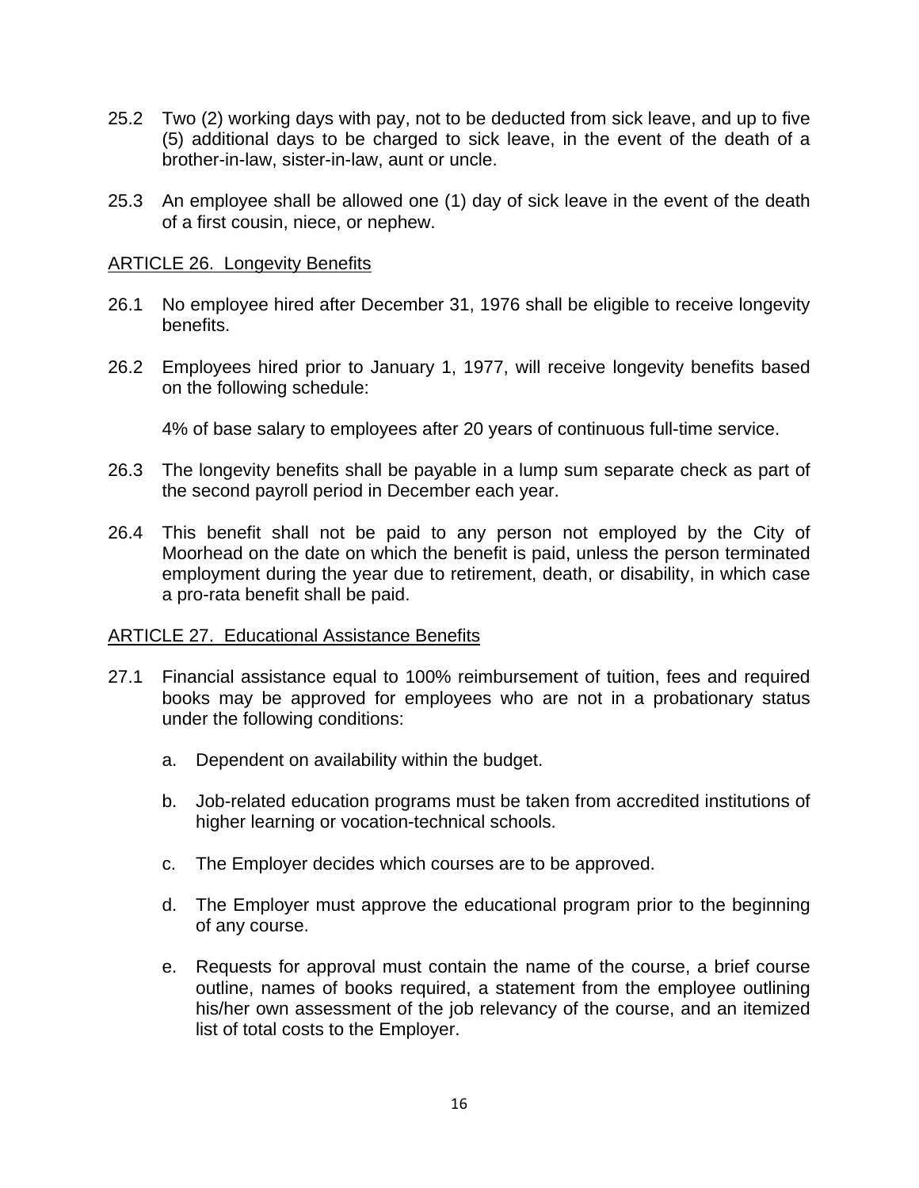25.2 Two (2) working days with pay, not to be deducted from sick leave, and up to five (5) additional days to be charged to sick leave, in the event of the death of a brother-in-law, sister-in-law, aunt or uncle.

25.3 An employee shall be allowed one (1) day of sick leave in the event of the death of a first cousin, niece, or nephew.

## ARTICLE 26. Longevity Benefits

26.1 No employee hired after December 31, 1976 shall be eligible to receive longevity benefits.

26.2 Employees hired prior to January 1, 1977, will receive longevity benefits based on the following schedule:

4% of base salary to employees after 20 years of continuous full-time service.

26.3 The longevity benefits shall be payable in a lump sum separate check as part of the second payroll period in December each year.

26.4 This benefit shall not be paid to any person not employed by the City of Moorhead on the date on which the benefit is paid, unless the person terminated employment during the year due to retirement, death, or disability, in which case a pro-rata benefit shall be paid.

## ARTICLE 27. Educational Assistance Benefits

27.1 Financial assistance equal to 100% reimbursement of tuition, fees and required books may be approved for employees who are not in a probationary status under the following conditions:

a. Dependent on availability within the budget.

b. Job-related education programs must be taken from accredited institutions of higher learning or vocation-technical schools.

c. The Employer decides which courses are to be approved.

d. The Employer must approve the educational program prior to the beginning of any course.

e. Requests for approval must contain the name of the course, a brief course outline, names of books required, a statement from the employee outlining his/her own assessment of the job relevancy of the course, and an itemized list of total costs to the Employer.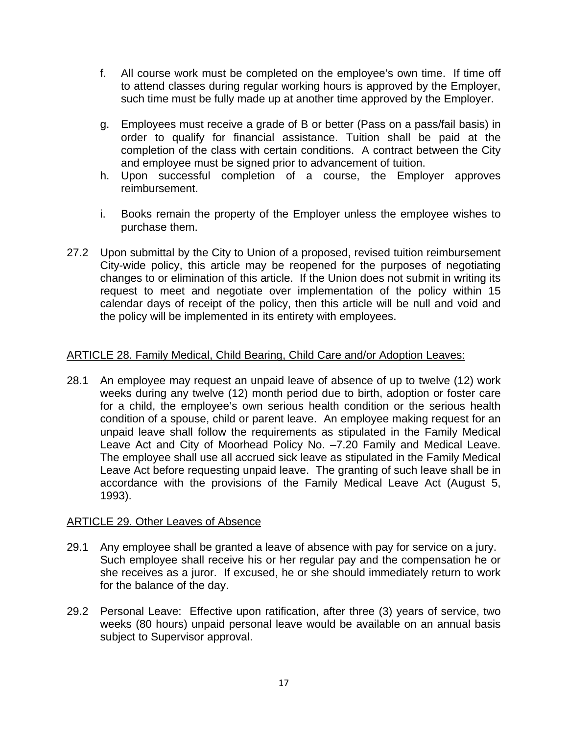f. All course work must be completed on the employee's own time. If time off to attend classes during regular working hours is approved by the Employer, such time must be fully made up at another time approved by the Employer.

g. Employees must receive a grade of B or better (Pass on a pass/fail basis) in order to qualify for financial assistance. Tuition shall be paid at the completion of the class with certain conditions. A contract between the City and employee must be signed prior to advancement of tuition.

h. Upon successful completion of a course, the Employer approves reimbursement.

i. Books remain the property of the Employer unless the employee wishes to purchase them.

27.2 Upon submittal by the City to Union of a proposed, revised tuition reimbursement City-wide policy, this article may be reopened for the purposes of negotiating changes to or elimination of this article. If the Union does not submit in writing its request to meet and negotiate over implementation of the policy within 15 calendar days of receipt of the policy, then this article will be null and void and the policy will be implemented in its entirety with employees.

## ARTICLE 28. Family Medical, Child Bearing, Child Care and/or Adoption Leaves:

28.1 An employee may request an unpaid leave of absence of up to twelve (12) work weeks during any twelve (12) month period due to birth, adoption or foster care for a child, the employee's own serious health condition or the serious health condition of a spouse, child or parent leave. An employee making request for an unpaid leave shall follow the requirements as stipulated in the Family Medical Leave Act and City of Moorhead Policy No. –7.20 Family and Medical Leave. The employee shall use all accrued sick leave as stipulated in the Family Medical Leave Act before requesting unpaid leave. The granting of such leave shall be in accordance with the provisions of the Family Medical Leave Act (August 5, 1993).

## ARTICLE 29. Other Leaves of Absence

29.1 Any employee shall be granted a leave of absence with pay for service on a jury. Such employee shall receive his or her regular pay and the compensation he or she receives as a juror. If excused, he or she should immediately return to work for the balance of the day.

29.2 Personal Leave: Effective upon ratification, after three (3) years of service, two weeks (80 hours) unpaid personal leave would be available on an annual basis subject to Supervisor approval.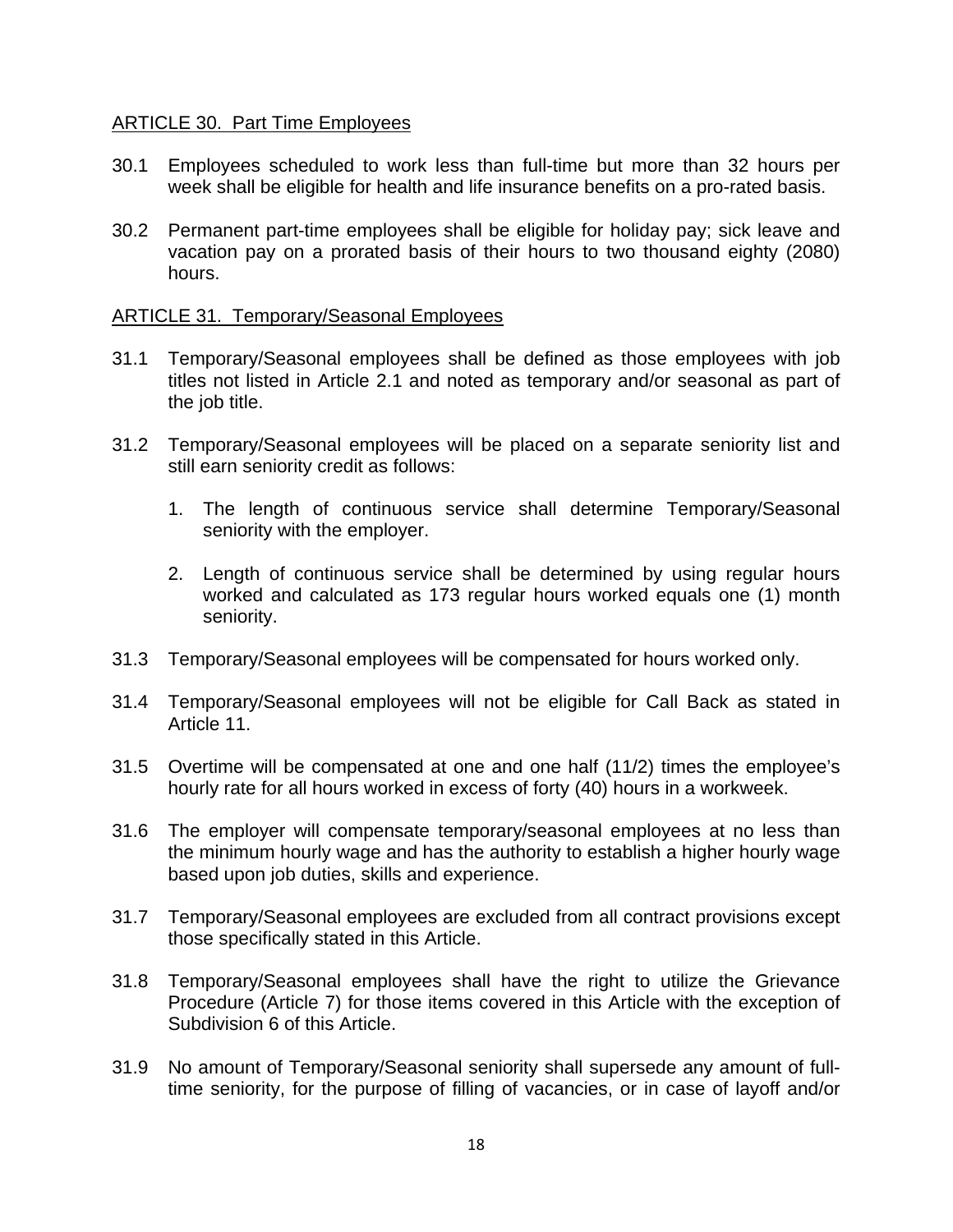## ARTICLE 30. Part Time Employees

30.1 Employees scheduled to work less than full-time but more than 32 hours per week shall be eligible for health and life insurance benefits on a pro-rated basis.

30.2 Permanent part-time employees shall be eligible for holiday pay; sick leave and vacation pay on a prorated basis of their hours to two thousand eighty (2080) hours.

## ARTICLE 31. Temporary/Seasonal Employees

31.1 Temporary/Seasonal employees shall be defined as those employees with job titles not listed in Article 2.1 and noted as temporary and/or seasonal as part of the job title.

31.2 Temporary/Seasonal employees will be placed on a separate seniority list and still earn seniority credit as follows:

1. The length of continuous service shall determine Temporary/Seasonal seniority with the employer.

2. Length of continuous service shall be determined by using regular hours worked and calculated as 173 regular hours worked equals one (1) month seniority.

31.3 Temporary/Seasonal employees will be compensated for hours worked only.

31.4 Temporary/Seasonal employees will not be eligible for Call Back as stated in Article 11.

31.5 Overtime will be compensated at one and one half (11/2) times the employee's hourly rate for all hours worked in excess of forty (40) hours in a workweek.

31.6 The employer will compensate temporary/seasonal employees at no less than the minimum hourly wage and has the authority to establish a higher hourly wage based upon job duties, skills and experience.

31.7 Temporary/Seasonal employees are excluded from all contract provisions except those specifically stated in this Article.

31.8 Temporary/Seasonal employees shall have the right to utilize the Grievance Procedure (Article 7) for those items covered in this Article with the exception of Subdivision 6 of this Article.

31.9 No amount of Temporary/Seasonal seniority shall supersede any amount of full-time seniority, for the purpose of filling of vacancies, or in case of layoff and/or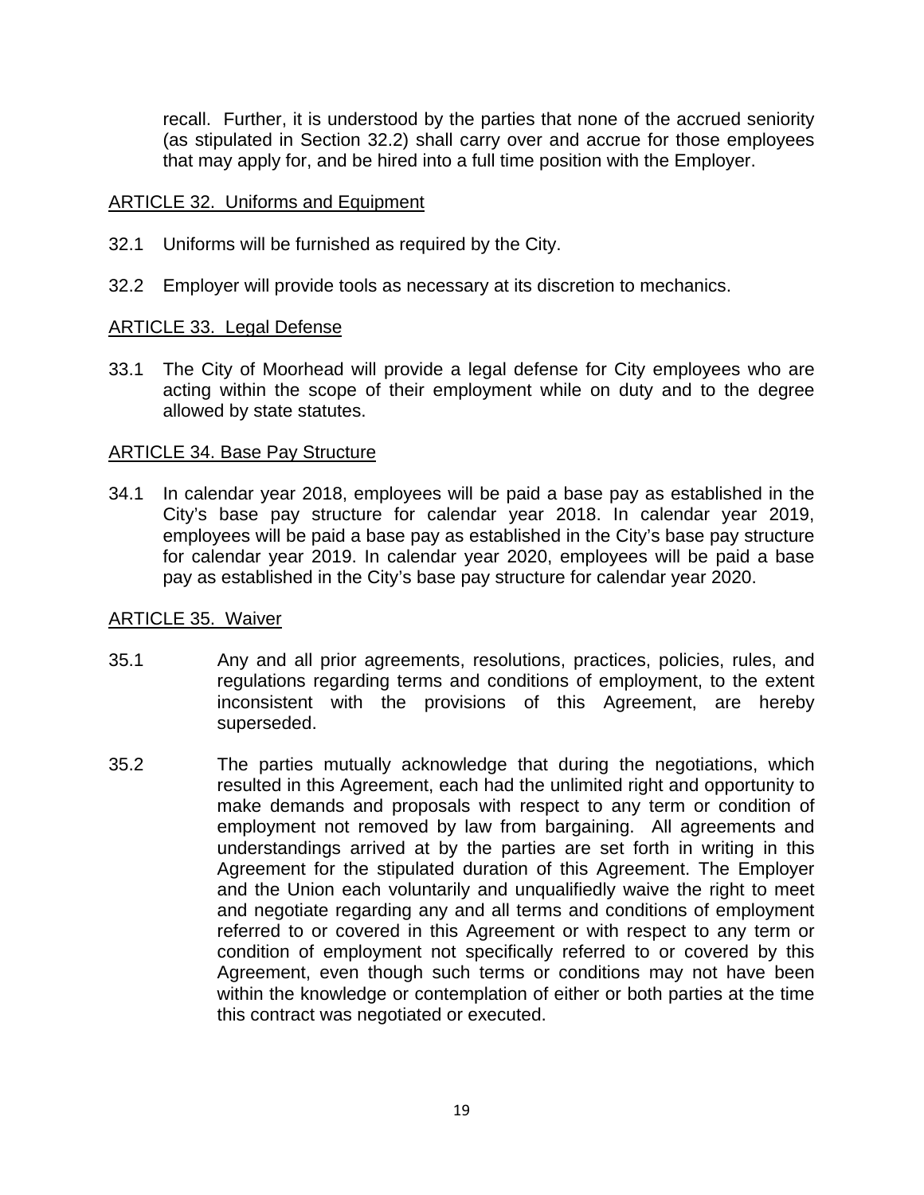recall. Further, it is understood by the parties that none of the accrued seniority (as stipulated in Section 32.2) shall carry over and accrue for those employees that may apply for, and be hired into a full time position with the Employer.

## ARTICLE 32. Uniforms and Equipment

32.1 Uniforms will be furnished as required by the City.

32.2 Employer will provide tools as necessary at its discretion to mechanics.

## ARTICLE 33. Legal Defense

33.1 The City of Moorhead will provide a legal defense for City employees who are acting within the scope of their employment while on duty and to the degree allowed by state statutes.

## ARTICLE 34. Base Pay Structure

34.1 In calendar year 2018, employees will be paid a base pay as established in the City's base pay structure for calendar year 2018. In calendar year 2019, employees will be paid a base pay as established in the City's base pay structure for calendar year 2019. In calendar year 2020, employees will be paid a base pay as established in the City's base pay structure for calendar year 2020.

## ARTICLE 35. Waiver

35.1 Any and all prior agreements, resolutions, practices, policies, rules, and regulations regarding terms and conditions of employment, to the extent inconsistent with the provisions of this Agreement, are hereby superseded.

35.2 The parties mutually acknowledge that during the negotiations, which resulted in this Agreement, each had the unlimited right and opportunity to make demands and proposals with respect to any term or condition of employment not removed by law from bargaining. All agreements and understandings arrived at by the parties are set forth in writing in this Agreement for the stipulated duration of this Agreement. The Employer and the Union each voluntarily and unqualifiedly waive the right to meet and negotiate regarding any and all terms and conditions of employment referred to or covered in this Agreement or with respect to any term or condition of employment not specifically referred to or covered by this Agreement, even though such terms or conditions may not have been within the knowledge or contemplation of either or both parties at the time this contract was negotiated or executed.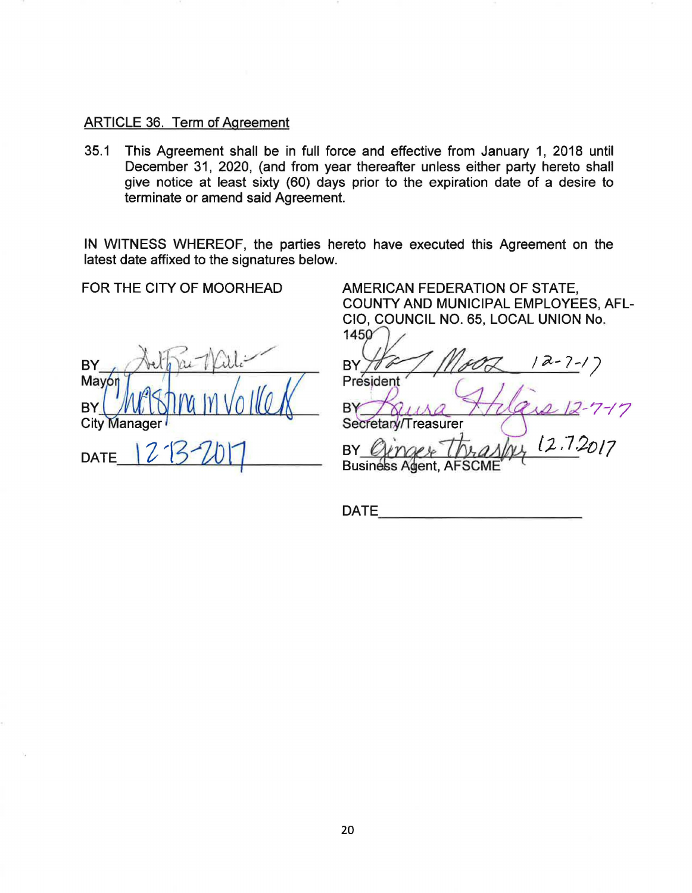ARTICLE 36. Term of Agreement

35.1 This Agreement shall be in full force and effective from January 1, 2018 until December 31, 2020, (and from year thereafter unless either party hereto shall give notice at least sixty (60) days prior to the expiration date of a desire to terminate or amend said Agreement.

IN WITNESS WHEREOF, the parties hereto have executed this Agreement on the latest date affixed to the signatures below.

FOR THE CITY OF MOORHEAD

BY_______________________
Mayor

BY_______________________
City Manager

DATE 12-13-2017

AMERICAN FEDERATION OF STATE, COUNTY AND MUNICIPAL EMPLOYEES, AFL-CIO, COUNCIL NO. 65, LOCAL UNION No. 1450

BY_______________________ 12-7-17
President

BY_______________________ 12-7-17
Secretary/Treasurer

BY_______________________ 12.7.2017
Business Agent, AFSCME

DATE_______________________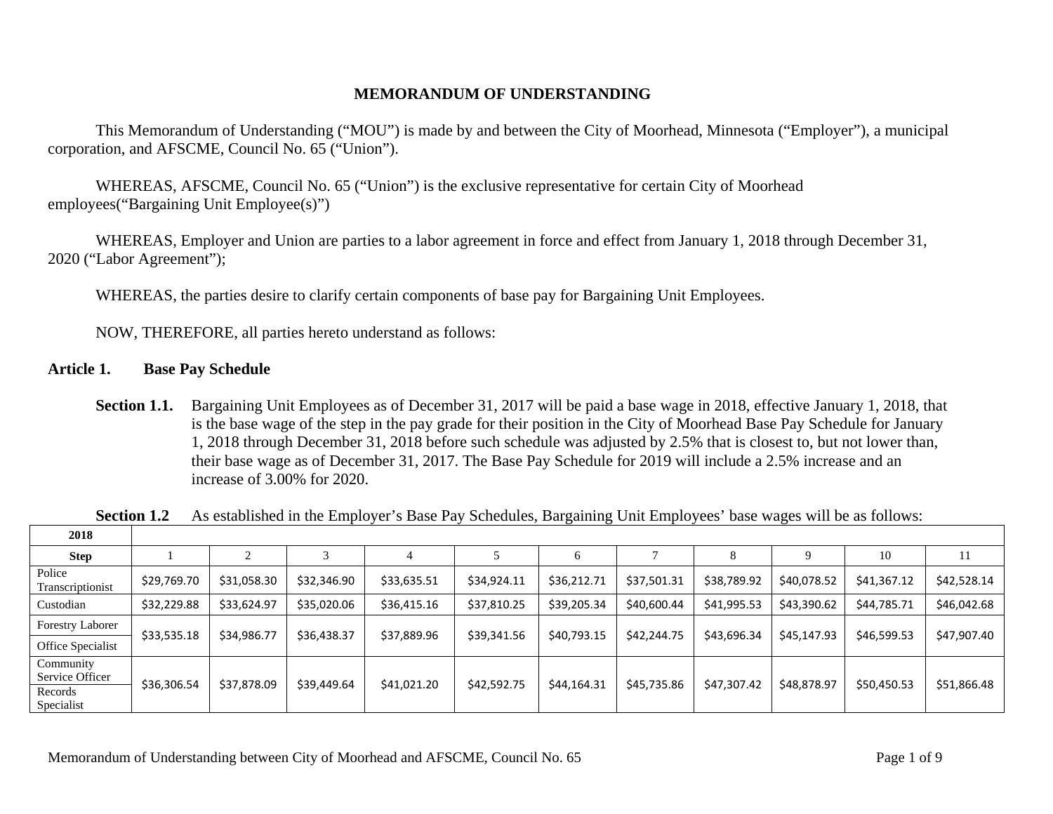## MEMORANDUM OF UNDERSTANDING

This Memorandum of Understanding ("MOU") is made by and between the City of Moorhead, Minnesota ("Employer"), a municipal corporation, and AFSCME, Council No. 65 ("Union").

WHEREAS, AFSCME, Council No. 65 ("Union") is the exclusive representative for certain City of Moorhead employees("Bargaining Unit Employee(s)")

WHEREAS, Employer and Union are parties to a labor agreement in force and effect from January 1, 2018 through December 31, 2020 ("Labor Agreement");

WHEREAS, the parties desire to clarify certain components of base pay for Bargaining Unit Employees.

NOW, THEREFORE, all parties hereto understand as follows:

### Article 1. Base Pay Schedule

**Section 1.1.** Bargaining Unit Employees as of December 31, 2017 will be paid a base wage in 2018, effective January 1, 2018, that is the base wage of the step in the pay grade for their position in the City of Moorhead Base Pay Schedule for January 1, 2018 through December 31, 2018 before such schedule was adjusted by 2.5% that is closest to, but not lower than, their base wage as of December 31, 2017. The Base Pay Schedule for 2019 will include a 2.5% increase and an increase of 3.00% for 2020.

**Section 1.2** As established in the Employer's Base Pay Schedules, Bargaining Unit Employees' base wages will be as follows:

| 2018 | | | | | | | | | | | |
|---|---|---|---|---|---|---|---|---|---|---|---|
| **Step** | 1 | 2 | 3 | 4 | 5 | 6 | 7 | 8 | 9 | 10 | 11 |
| Police Transcriptionist | $29,769.70 | $31,058.30 | $32,346.90 | $33,635.51 | $34,924.11 | $36,212.71 | $37,501.31 | $38,789.92 | $40,078.52 | $41,367.12 | $42,528.14 |
| Custodian | $32,229.88 | $33,624.97 | $35,020.06 | $36,415.16 | $37,810.25 | $39,205.34 | $40,600.44 | $41,995.53 | $43,390.62 | $44,785.71 | $46,042.68 |
| Forestry Laborer<br>Office Specialist | $33,535.18 | $34,986.77 | $36,438.37 | $37,889.96 | $39,341.56 | $40,793.15 | $42,244.75 | $43,696.34 | $45,147.93 | $46,599.53 | $47,907.40 |
| Community Service Officer<br>Records Specialist | $36,306.54 | $37,878.09 | $39,449.64 | $41,021.20 | $42,592.75 | $44,164.31 | $45,735.86 | $47,307.42 | $48,878.97 | $50,450.53 | $51,866.48 |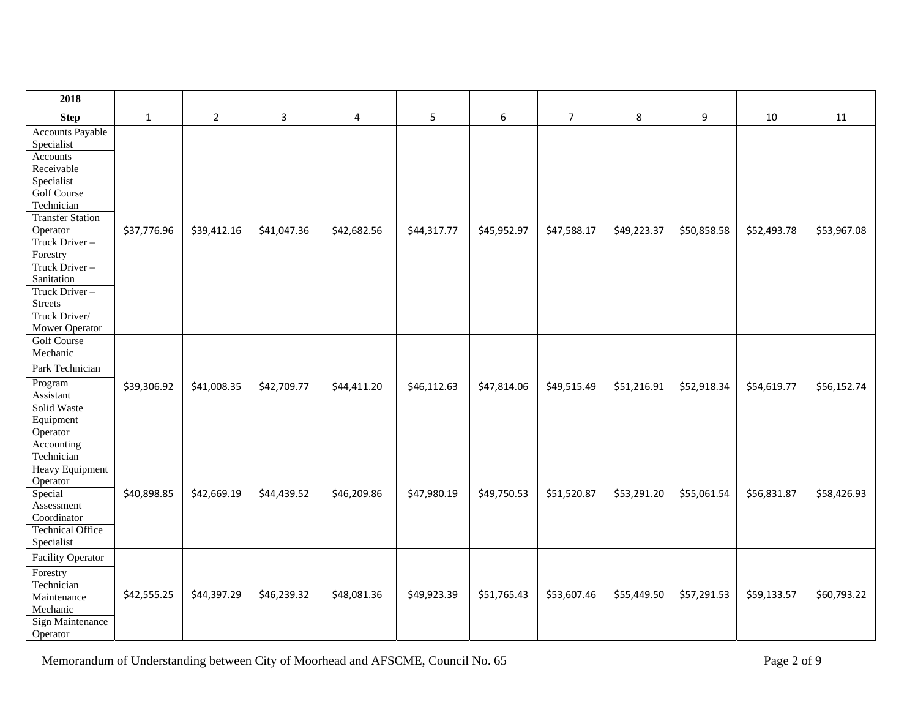| 2018 | | | | | | | | | | | |
|---|---|---|---|---|---|---|---|---|---|---|---|
| **Step** | 1 | 2 | 3 | 4 | 5 | 6 | 7 | 8 | 9 | 10 | 11 |
| Accounts Payable Specialist<br>Accounts Receivable Specialist<br>Golf Course Technician<br>Transfer Station Operator<br>Truck Driver – Forestry<br>Truck Driver – Sanitation<br>Truck Driver – Streets<br>Truck Driver/ Mower Operator | $37,776.96 | $39,412.16 | $41,047.36 | $42,682.56 | $44,317.77 | $45,952.97 | $47,588.17 | $49,223.37 | $50,858.58 | $52,493.78 | $53,967.08 |
| Golf Course Mechanic<br>Park Technician<br>Program Assistant<br>Solid Waste Equipment Operator | $39,306.92 | $41,008.35 | $42,709.77 | $44,411.20 | $46,112.63 | $47,814.06 | $49,515.49 | $51,216.91 | $52,918.34 | $54,619.77 | $56,152.74 |
| Accounting Technician<br>Heavy Equipment Operator<br>Special Assessment Coordinator<br>Technical Office Specialist | $40,898.85 | $42,669.19 | $44,439.52 | $46,209.86 | $47,980.19 | $49,750.53 | $51,520.87 | $53,291.20 | $55,061.54 | $56,831.87 | $58,426.93 |
| Facility Operator<br>Forestry Technician<br>Maintenance Mechanic<br>Sign Maintenance Operator | $42,555.25 | $44,397.29 | $46,239.32 | $48,081.36 | $49,923.39 | $51,765.43 | $53,607.46 | $55,449.50 | $57,291.53 | $59,133.57 | $60,793.22 |

Memorandum of Understanding between City of Moorhead and AFSCME, Council No. 65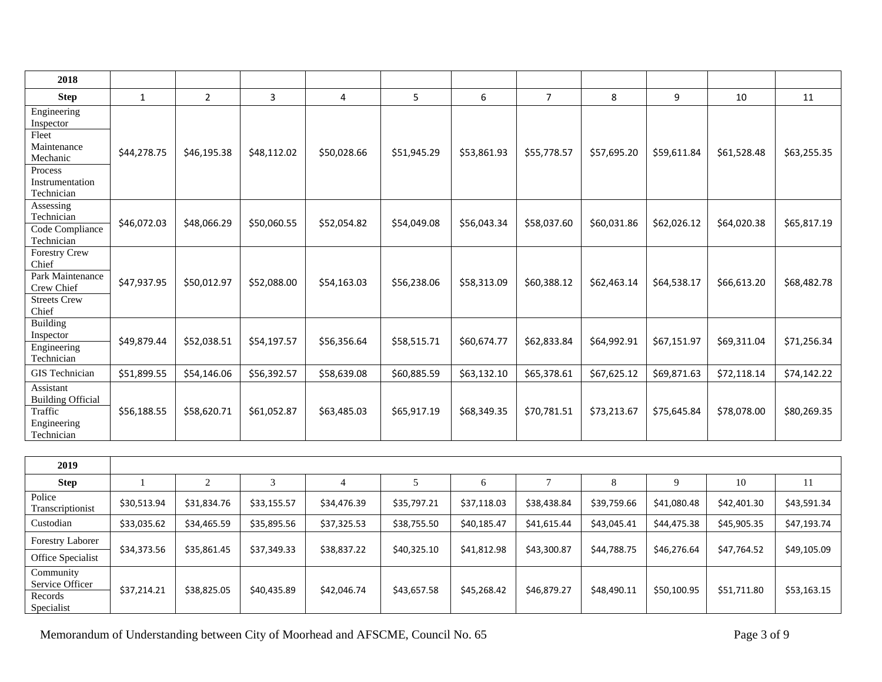| 2018 | | | | | | | | | | | |
|---|---|---|---|---|---|---|---|---|---|---|---|
| **Step** | 1 | 2 | 3 | 4 | 5 | 6 | 7 | 8 | 9 | 10 | 11 |
| Engineering Inspector<br>Fleet Maintenance Mechanic<br>Process Instrumentation Technician | $44,278.75 | $46,195.38 | $48,112.02 | $50,028.66 | $51,945.29 | $53,861.93 | $55,778.57 | $57,695.20 | $59,611.84 | $61,528.48 | $63,255.35 |
| Assessing Technician<br>Code Compliance Technician | $46,072.03 | $48,066.29 | $50,060.55 | $52,054.82 | $54,049.08 | $56,043.34 | $58,037.60 | $60,031.86 | $62,026.12 | $64,020.38 | $65,817.19 |
| Forestry Crew Chief<br>Park Maintenance Crew Chief<br>Streets Crew Chief | $47,937.95 | $50,012.97 | $52,088.00 | $54,163.03 | $56,238.06 | $58,313.09 | $60,388.12 | $62,463.14 | $64,538.17 | $66,613.20 | $68,482.78 |
| Building Inspector<br>Engineering Technician | $49,879.44 | $52,038.51 | $54,197.57 | $56,356.64 | $58,515.71 | $60,674.77 | $62,833.84 | $64,992.91 | $67,151.97 | $69,311.04 | $71,256.34 |
| GIS Technician | $51,899.55 | $54,146.06 | $56,392.57 | $58,639.08 | $60,885.59 | $63,132.10 | $65,378.61 | $67,625.12 | $69,871.63 | $72,118.14 | $74,142.22 |
| Assistant Building Official<br>Traffic Engineering Technician | $56,188.55 | $58,620.71 | $61,052.87 | $63,485.03 | $65,917.19 | $68,349.35 | $70,781.51 | $73,213.67 | $75,645.84 | $78,078.00 | $80,269.35 |

| 2019 | | | | | | | | | | | |
|---|---|---|---|---|---|---|---|---|---|---|---|
| **Step** | 1 | 2 | 3 | 4 | 5 | 6 | 7 | 8 | 9 | 10 | 11 |
| Police Transcriptionist | $30,513.94 | $31,834.76 | $33,155.57 | $34,476.39 | $35,797.21 | $37,118.03 | $38,438.84 | $39,759.66 | $41,080.48 | $42,401.30 | $43,591.34 |
| Custodian | $33,035.62 | $34,465.59 | $35,895.56 | $37,325.53 | $38,755.50 | $40,185.47 | $41,615.44 | $43,045.41 | $44,475.38 | $45,905.35 | $47,193.74 |
| Forestry Laborer<br>Office Specialist | $34,373.56 | $35,861.45 | $37,349.33 | $38,837.22 | $40,325.10 | $41,812.98 | $43,300.87 | $44,788.75 | $46,276.64 | $47,764.52 | $49,105.09 |
| Community Service Officer<br>Records Specialist | $37,214.21 | $38,825.05 | $40,435.89 | $42,046.74 | $43,657.58 | $45,268.42 | $46,879.27 | $48,490.11 | $50,100.95 | $51,711.80 | $53,163.15 |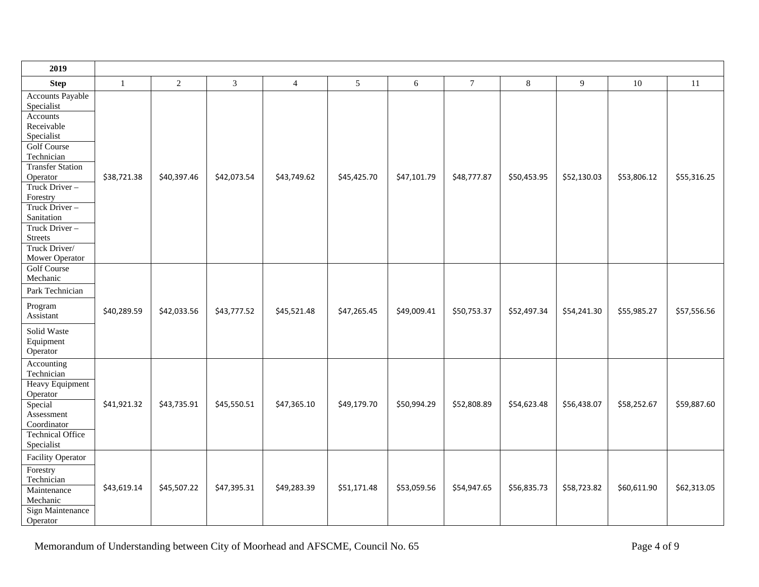| 2019 | | | | | | | | | | | |
|---|---|---|---|---|---|---|---|---|---|---|---|
| **Step** | 1 | 2 | 3 | 4 | 5 | 6 | 7 | 8 | 9 | 10 | 11 |
| Accounts Payable Specialist<br>Accounts Receivable Specialist<br>Golf Course Technician<br>Transfer Station Operator<br>Truck Driver – Forestry<br>Truck Driver – Sanitation<br>Truck Driver – Streets<br>Truck Driver/ Mower Operator | $38,721.38 | $40,397.46 | $42,073.54 | $43,749.62 | $45,425.70 | $47,101.79 | $48,777.87 | $50,453.95 | $52,130.03 | $53,806.12 | $55,316.25 |
| Golf Course Mechanic<br>Park Technician<br>Program Assistant<br>Solid Waste Equipment Operator | $40,289.59 | $42,033.56 | $43,777.52 | $45,521.48 | $47,265.45 | $49,009.41 | $50,753.37 | $52,497.34 | $54,241.30 | $55,985.27 | $57,556.56 |
| Accounting Technician<br>Heavy Equipment Operator<br>Special Assessment Coordinator<br>Technical Office Specialist | $41,921.32 | $43,735.91 | $45,550.51 | $47,365.10 | $49,179.70 | $50,994.29 | $52,808.89 | $54,623.48 | $56,438.07 | $58,252.67 | $59,887.60 |
| Facility Operator<br>Forestry Technician<br>Maintenance Mechanic<br>Sign Maintenance Operator | $43,619.14 | $45,507.22 | $47,395.31 | $49,283.39 | $51,171.48 | $53,059.56 | $54,947.65 | $56,835.73 | $58,723.82 | $60,611.90 | $62,313.05 |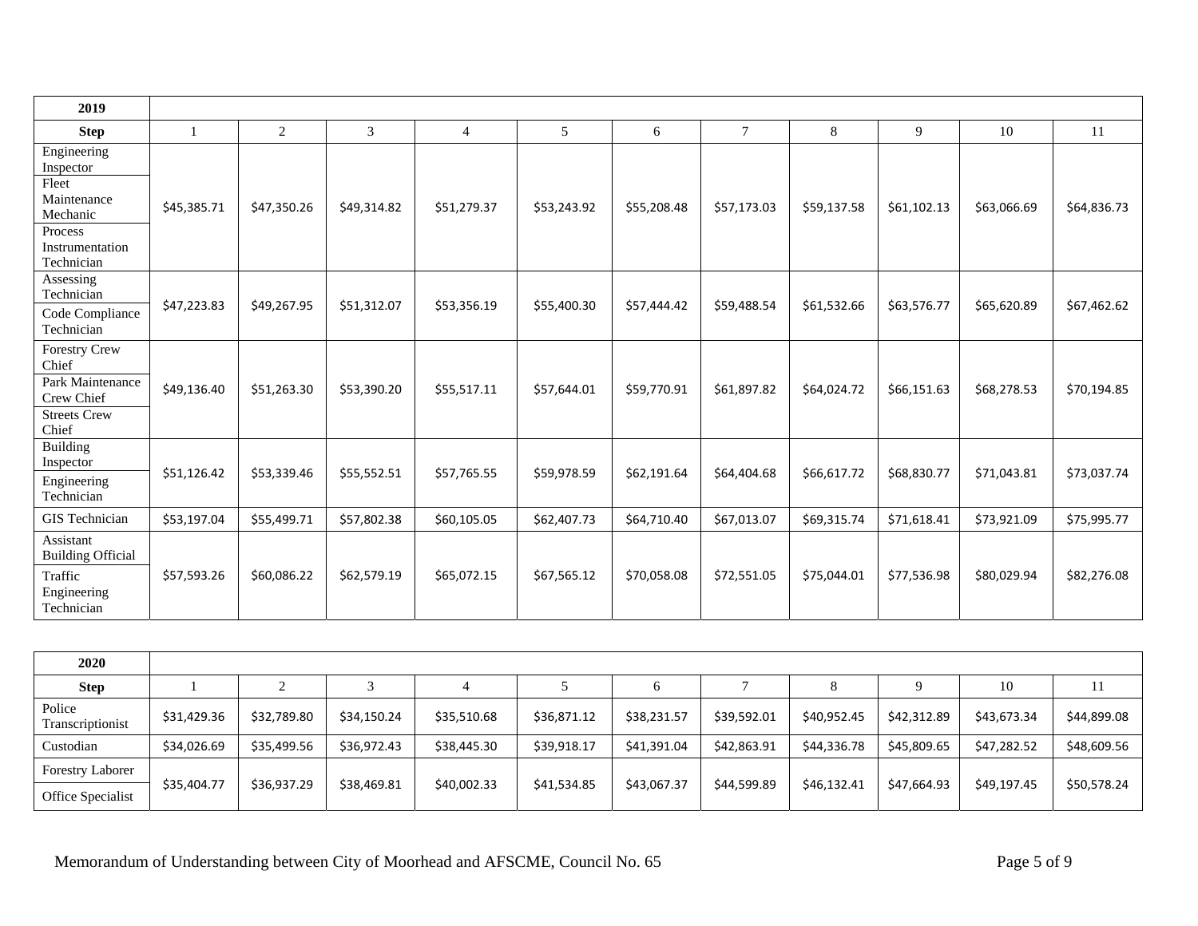| 2019 | | | | | | | | | | | |
|---|---|---|---|---|---|---|---|---|---|---|---|
| **Step** | 1 | 2 | 3 | 4 | 5 | 6 | 7 | 8 | 9 | 10 | 11 |
| Engineering Inspector<br>Fleet Maintenance Mechanic<br>Process Instrumentation Technician | $45,385.71 | $47,350.26 | $49,314.82 | $51,279.37 | $53,243.92 | $55,208.48 | $57,173.03 | $59,137.58 | $61,102.13 | $63,066.69 | $64,836.73 |
| Assessing Technician<br>Code Compliance Technician | $47,223.83 | $49,267.95 | $51,312.07 | $53,356.19 | $55,400.30 | $57,444.42 | $59,488.54 | $61,532.66 | $63,576.77 | $65,620.89 | $67,462.62 |
| Forestry Crew Chief<br>Park Maintenance Crew Chief<br>Streets Crew Chief | $49,136.40 | $51,263.30 | $53,390.20 | $55,517.11 | $57,644.01 | $59,770.91 | $61,897.82 | $64,024.72 | $66,151.63 | $68,278.53 | $70,194.85 |
| Building Inspector<br>Engineering Technician | $51,126.42 | $53,339.46 | $55,552.51 | $57,765.55 | $59,978.59 | $62,191.64 | $64,404.68 | $66,617.72 | $68,830.77 | $71,043.81 | $73,037.74 |
| GIS Technician | $53,197.04 | $55,499.71 | $57,802.38 | $60,105.05 | $62,407.73 | $64,710.40 | $67,013.07 | $69,315.74 | $71,618.41 | $73,921.09 | $75,995.77 |
| Assistant Building Official<br>Traffic Engineering Technician | $57,593.26 | $60,086.22 | $62,579.19 | $65,072.15 | $67,565.12 | $70,058.08 | $72,551.05 | $75,044.01 | $77,536.98 | $80,029.94 | $82,276.08 |

| 2020 | | | | | | | | | | | |
|---|---|---|---|---|---|---|---|---|---|---|---|
| **Step** | 1 | 2 | 3 | 4 | 5 | 6 | 7 | 8 | 9 | 10 | 11 |
| Police Transcriptionist | $31,429.36 | $32,789.80 | $34,150.24 | $35,510.68 | $36,871.12 | $38,231.57 | $39,592.01 | $40,952.45 | $42,312.89 | $43,673.34 | $44,899.08 |
| Custodian | $34,026.69 | $35,499.56 | $36,972.43 | $38,445.30 | $39,918.17 | $41,391.04 | $42,863.91 | $44,336.78 | $45,809.65 | $47,282.52 | $48,609.56 |
| Forestry Laborer<br>Office Specialist | $35,404.77 | $36,937.29 | $38,469.81 | $40,002.33 | $41,534.85 | $43,067.37 | $44,599.89 | $46,132.41 | $47,664.93 | $49,197.45 | $50,578.24 |

Memorandum of Understanding between City of Moorhead and AFSCME, Council No. 65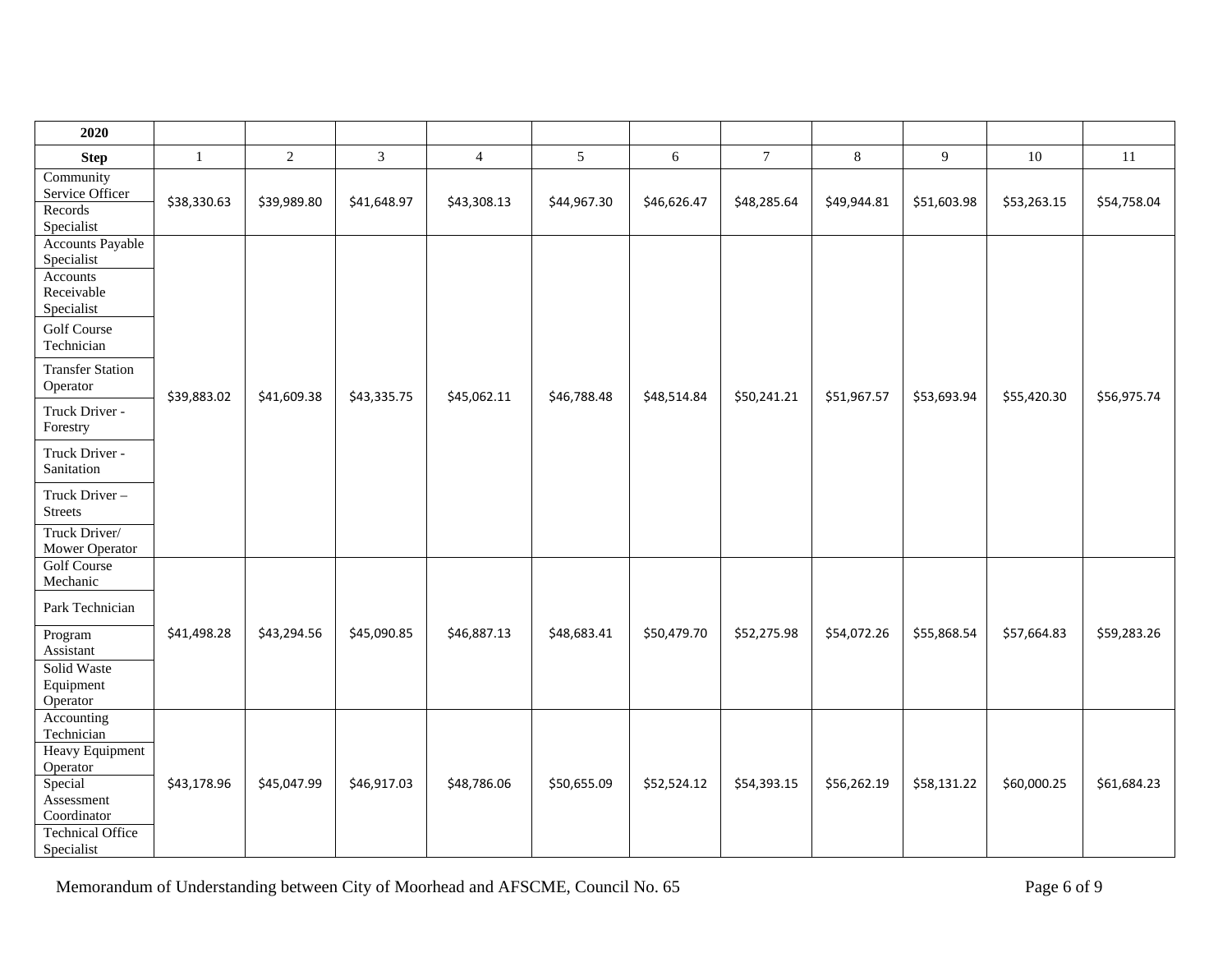| 2020 | | | | | | | | | | | |
|---|---|---|---|---|---|---|---|---|---|---|---|
| **Step** | 1 | 2 | 3 | 4 | 5 | 6 | 7 | 8 | 9 | 10 | 11 |
| Community Service Officer<br>Records Specialist | $38,330.63 | $39,989.80 | $41,648.97 | $43,308.13 | $44,967.30 | $46,626.47 | $48,285.64 | $49,944.81 | $51,603.98 | $53,263.15 | $54,758.04 |
| Accounts Payable Specialist<br>Accounts Receivable Specialist<br>Golf Course Technician<br>Transfer Station Operator<br>Truck Driver - Forestry<br>Truck Driver - Sanitation<br>Truck Driver – Streets<br>Truck Driver/ Mower Operator | $39,883.02 | $41,609.38 | $43,335.75 | $45,062.11 | $46,788.48 | $48,514.84 | $50,241.21 | $51,967.57 | $53,693.94 | $55,420.30 | $56,975.74 |
| Golf Course Mechanic<br>Park Technician<br>Program Assistant<br>Solid Waste Equipment Operator | $41,498.28 | $43,294.56 | $45,090.85 | $46,887.13 | $48,683.41 | $50,479.70 | $52,275.98 | $54,072.26 | $55,868.54 | $57,664.83 | $59,283.26 |
| Accounting Technician<br>Heavy Equipment Operator<br>Special Assessment Coordinator<br>Technical Office Specialist | $43,178.96 | $45,047.99 | $46,917.03 | $48,786.06 | $50,655.09 | $52,524.12 | $54,393.15 | $56,262.19 | $58,131.22 | $60,000.25 | $61,684.23 |

Memorandum of Understanding between City of Moorhead and AFSCME, Council No. 65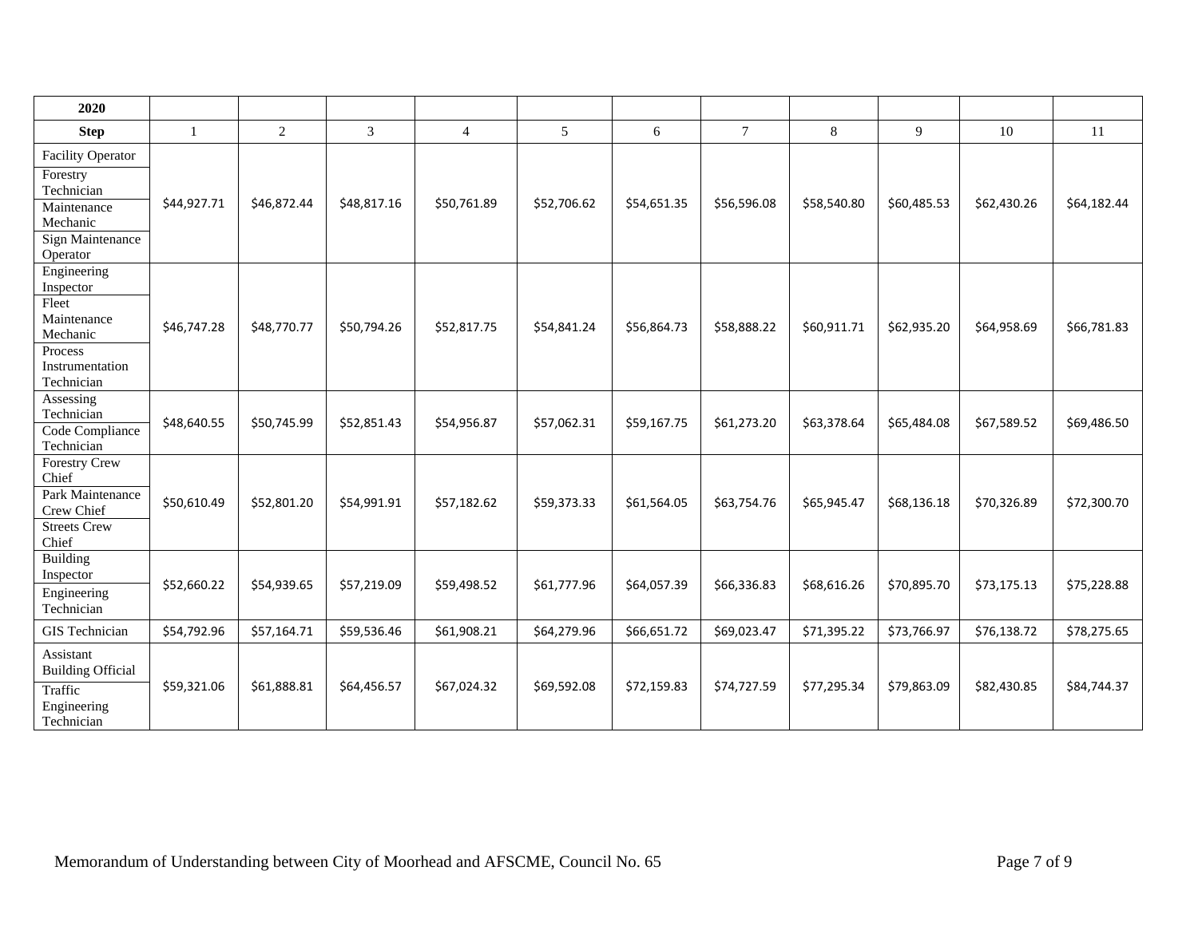| 2020 | | | | | | | | | | | |
|---|---|---|---|---|---|---|---|---|---|---|---|
| **Step** | 1 | 2 | 3 | 4 | 5 | 6 | 7 | 8 | 9 | 10 | 11 |
| Facility Operator<br>Forestry Technician<br>Maintenance Mechanic<br>Sign Maintenance Operator | $44,927.71 | $46,872.44 | $48,817.16 | $50,761.89 | $52,706.62 | $54,651.35 | $56,596.08 | $58,540.80 | $60,485.53 | $62,430.26 | $64,182.44 |
| Engineering Inspector<br>Fleet Maintenance Mechanic<br>Process Instrumentation Technician | $46,747.28 | $48,770.77 | $50,794.26 | $52,817.75 | $54,841.24 | $56,864.73 | $58,888.22 | $60,911.71 | $62,935.20 | $64,958.69 | $66,781.83 |
| Assessing Technician<br>Code Compliance Technician | $48,640.55 | $50,745.99 | $52,851.43 | $54,956.87 | $57,062.31 | $59,167.75 | $61,273.20 | $63,378.64 | $65,484.08 | $67,589.52 | $69,486.50 |
| Forestry Crew Chief<br>Park Maintenance Crew Chief<br>Streets Crew Chief | $50,610.49 | $52,801.20 | $54,991.91 | $57,182.62 | $59,373.33 | $61,564.05 | $63,754.76 | $65,945.47 | $68,136.18 | $70,326.89 | $72,300.70 |
| Building Inspector<br>Engineering Technician | $52,660.22 | $54,939.65 | $57,219.09 | $59,498.52 | $61,777.96 | $64,057.39 | $66,336.83 | $68,616.26 | $70,895.70 | $73,175.13 | $75,228.88 |
| GIS Technician | $54,792.96 | $57,164.71 | $59,536.46 | $61,908.21 | $64,279.96 | $66,651.72 | $69,023.47 | $71,395.22 | $73,766.97 | $76,138.72 | $78,275.65 |
| Assistant Building Official<br>Traffic Engineering Technician | $59,321.06 | $61,888.81 | $64,456.57 | $67,024.32 | $69,592.08 | $72,159.83 | $74,727.59 | $77,295.34 | $79,863.09 | $82,430.85 | $84,744.37 |

Memorandum of Understanding between City of Moorhead and AFSCME, Council No. 65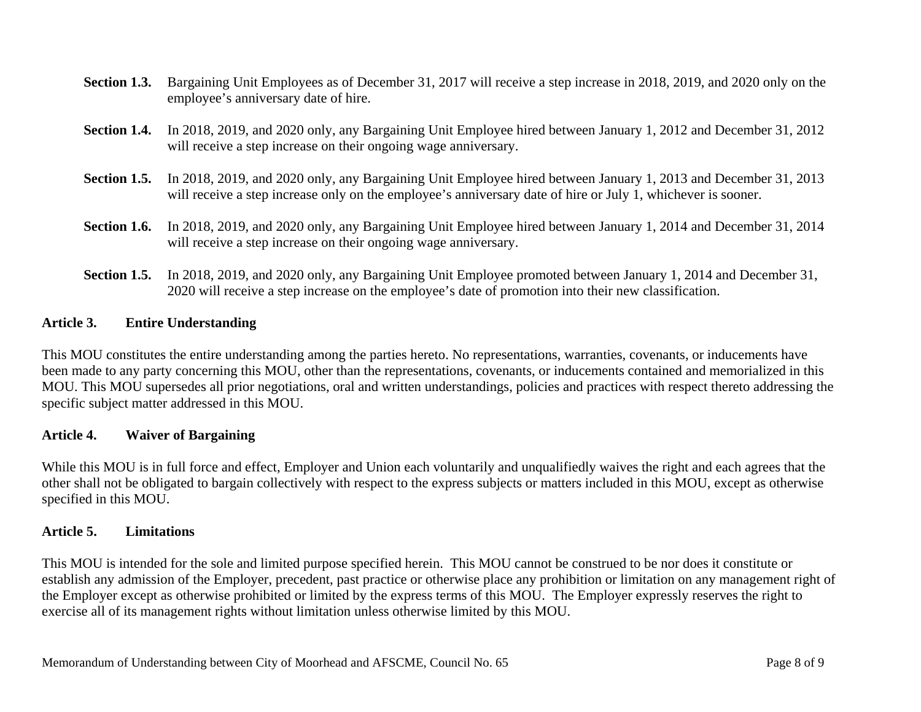**Section 1.3.** Bargaining Unit Employees as of December 31, 2017 will receive a step increase in 2018, 2019, and 2020 only on the employee's anniversary date of hire.

**Section 1.4.** In 2018, 2019, and 2020 only, any Bargaining Unit Employee hired between January 1, 2012 and December 31, 2012 will receive a step increase on their ongoing wage anniversary.

**Section 1.5.** In 2018, 2019, and 2020 only, any Bargaining Unit Employee hired between January 1, 2013 and December 31, 2013 will receive a step increase only on the employee's anniversary date of hire or July 1, whichever is sooner.

**Section 1.6.** In 2018, 2019, and 2020 only, any Bargaining Unit Employee hired between January 1, 2014 and December 31, 2014 will receive a step increase on their ongoing wage anniversary.

**Section 1.5.** In 2018, 2019, and 2020 only, any Bargaining Unit Employee promoted between January 1, 2014 and December 31, 2020 will receive a step increase on the employee's date of promotion into their new classification.

## Article 3. Entire Understanding

This MOU constitutes the entire understanding among the parties hereto. No representations, warranties, covenants, or inducements have been made to any party concerning this MOU, other than the representations, covenants, or inducements contained and memorialized in this MOU. This MOU supersedes all prior negotiations, oral and written understandings, policies and practices with respect thereto addressing the specific subject matter addressed in this MOU.

## Article 4. Waiver of Bargaining

While this MOU is in full force and effect, Employer and Union each voluntarily and unqualifiedly waives the right and each agrees that the other shall not be obligated to bargain collectively with respect to the express subjects or matters included in this MOU, except as otherwise specified in this MOU.

## Article 5. Limitations

This MOU is intended for the sole and limited purpose specified herein. This MOU cannot be construed to be nor does it constitute or establish any admission of the Employer, precedent, past practice or otherwise place any prohibition or limitation on any management right of the Employer except as otherwise prohibited or limited by the express terms of this MOU. The Employer expressly reserves the right to exercise all of its management rights without limitation unless otherwise limited by this MOU.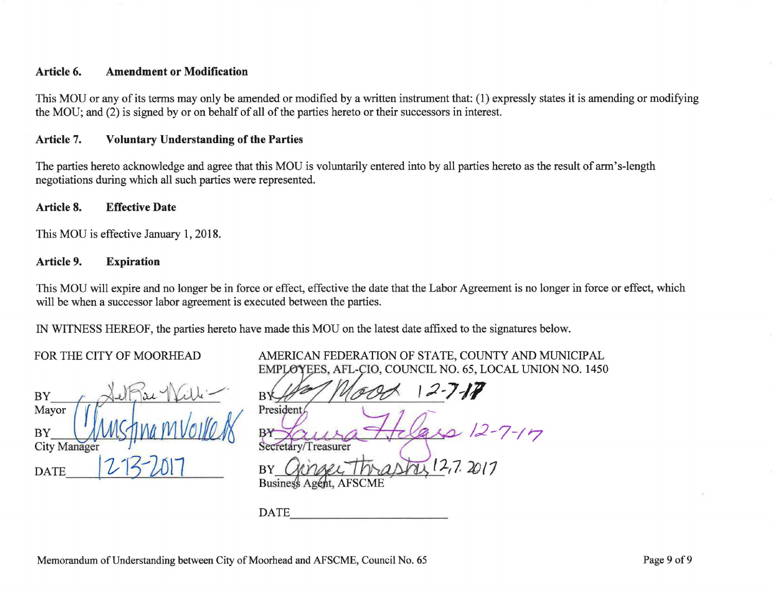### Article 6. Amendment or Modification

This MOU or any of its terms may only be amended or modified by a written instrument that: (1) expressly states it is amending or modifying the MOU; and (2) is signed by or on behalf of all of the parties hereto or their successors in interest.

### Article 7. Voluntary Understanding of the Parties

The parties hereto acknowledge and agree that this MOU is voluntarily entered into by all parties hereto as the result of arm's-length negotiations during which all such parties were represented.

### Article 8. Effective Date

This MOU is effective January 1, 2018.

### Article 9. Expiration

This MOU will expire and no longer be in force or effect, effective the date that the Labor Agreement is no longer in force or effect, which will be when a successor labor agreement is executed between the parties.

IN WITNESS HEREOF, the parties hereto have made this MOU on the latest date affixed to the signatures below.

FOR THE CITY OF MOORHEAD

BY [signature]
Mayor

BY [signature] Christina M Volkers
City Manager

DATE 12-13-2017

AMERICAN FEDERATION OF STATE, COUNTY AND MUNICIPAL EMPLOYEES, AFL-CIO, COUNCIL NO. 65, LOCAL UNION NO. 1450

BY [signature] Moore 12-7-17
President

BY [signature] Laura Helgeson 12-7-17
Secretary/Treasurer

BY [signature] Ginger Thrasher 12.7.2017
Business Agent, AFSCME

DATE ______________________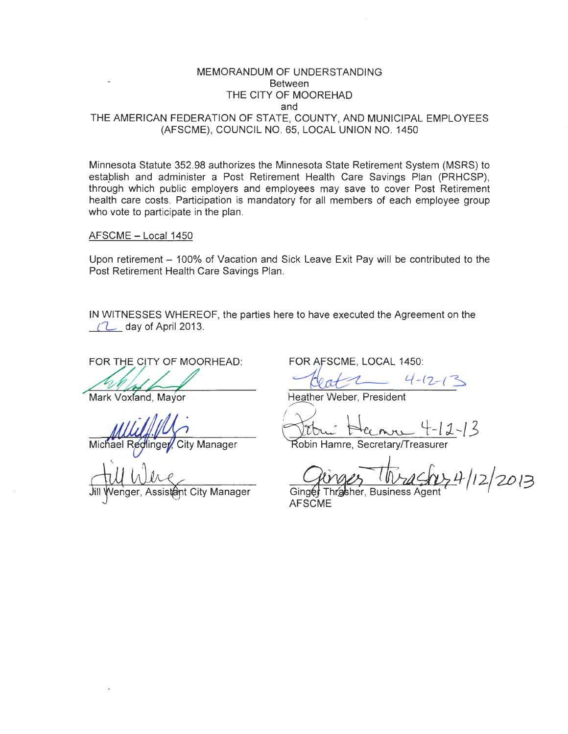MEMORANDUM OF UNDERSTANDING
Between
THE CITY OF MOOREHAD
and
THE AMERICAN FEDERATION OF STATE, COUNTY, AND MUNICIPAL EMPLOYEES
(AFSCME), COUNCIL NO. 65, LOCAL UNION NO. 1450

Minnesota Statute 352.98 authorizes the Minnesota State Retirement System (MSRS) to establish and administer a Post Retirement Health Care Savings Plan (PRHCSP), through which public employers and employees may save to cover Post Retirement health care costs. Participation is mandatory for all members of each employee group who vote to participate in the plan.

AFSCME – Local 1450

Upon retirement – 100% of Vacation and Sick Leave Exit Pay will be contributed to the Post Retirement Health Care Savings Plan.

IN WITNESSES WHEREOF, the parties here to have executed the Agreement on the 12 day of April 2013.

FOR THE CITY OF MOORHEAD:

Mark Voxland, Mayor

Michael Redlinger, City Manager

Jill Wenger, Assistant City Manager

FOR AFSCME, LOCAL 1450:

Heather Weber, President 4-12-13

Robin Hamre, Secretary/Treasurer 4-12-13

Ginger Thrasher, Business Agent AFSCME 4/12/2013